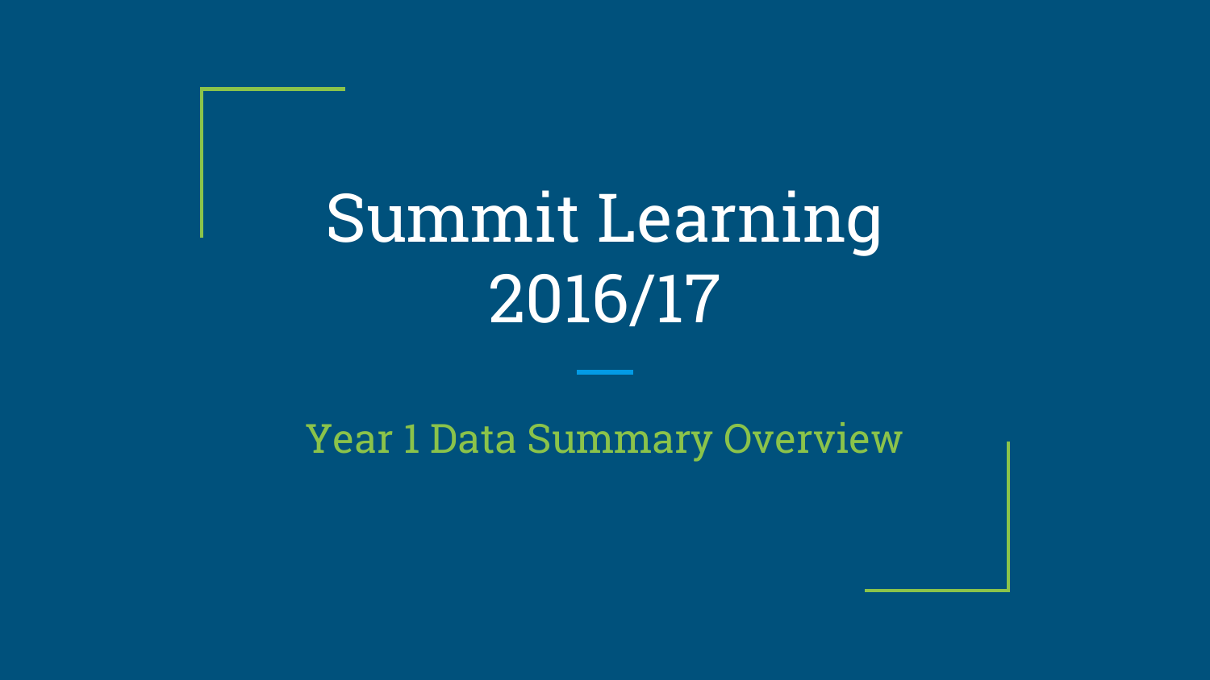# Summit Learning 2016/17

## Year 1 Data Summary Overview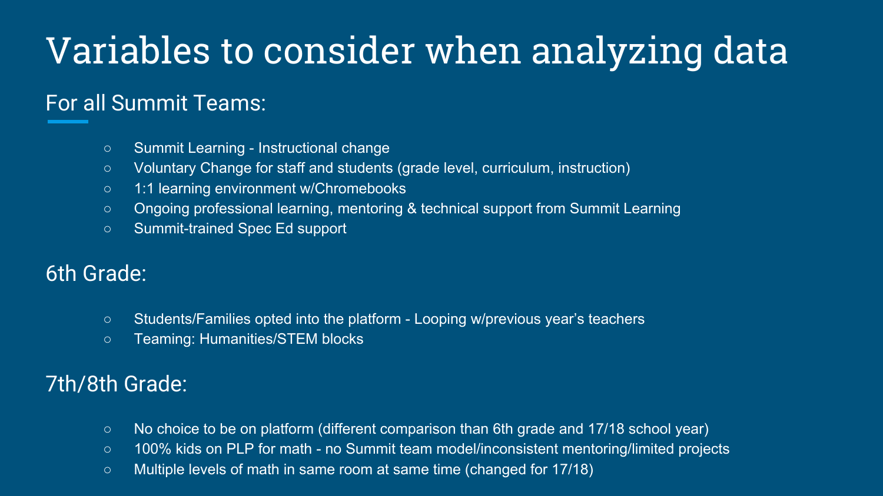# Variables to consider when analyzing data

## For all Summit Teams:

- Summit Learning - Instructional change
- Voluntary Change for staff and students (grade level, curriculum, instruction)
- 1:1 learning environment w/Chromebooks
- Ongoing professional learning, mentoring & technical support from Summit Learning
- Summit-trained Spec Ed support

## 6th Grade:

- Students/Families opted into the platform - Looping w/previous year's teachers
- Teaming: Humanities/STEM blocks

## 7th/8th Grade:

- No choice to be on platform (different comparison than 6th grade and 17/18 school year)
- 100% kids on PLP for math - no Summit team model/inconsistent mentoring/limited projects
- Multiple levels of math in same room at same time (changed for 17/18)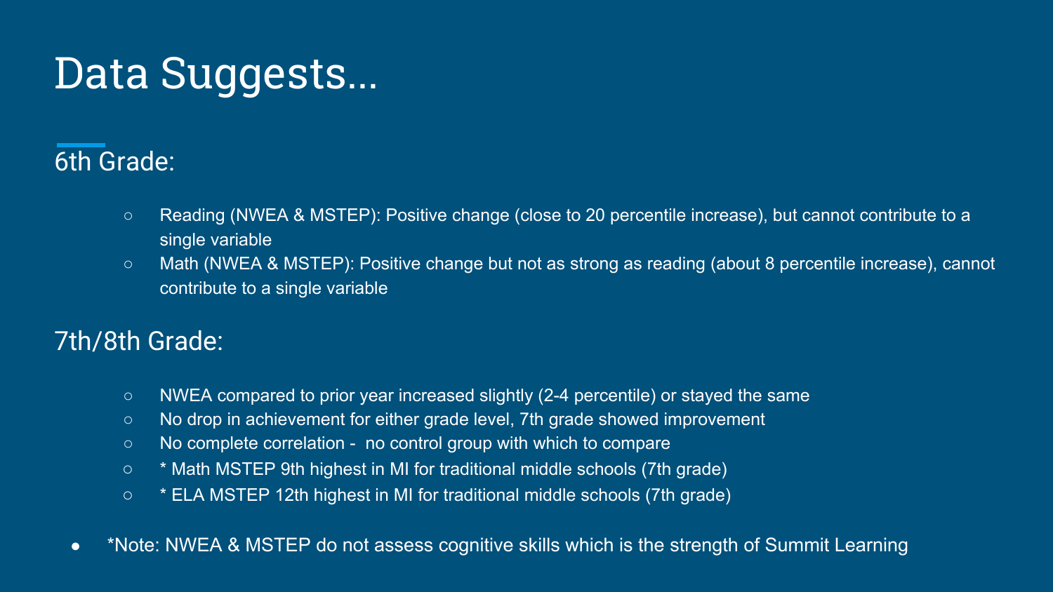# Data Suggests...

## 6th Grade:

- Reading (NWEA & MSTEP): Positive change (close to 20 percentile increase), but cannot contribute to a single variable
- Math (NWEA & MSTEP): Positive change but not as strong as reading (about 8 percentile increase), cannot contribute to a single variable

## 7th/8th Grade:

- NWEA compared to prior year increased slightly (2-4 percentile) or stayed the same
- No drop in achievement for either grade level, 7th grade showed improvement
- No complete correlation - no control group with which to compare
- * Math MSTEP 9th highest in MI for traditional middle schools (7th grade)
- * ELA MSTEP 12th highest in MI for traditional middle schools (7th grade)

- *Note: NWEA & MSTEP do not assess cognitive skills which is the strength of Summit Learning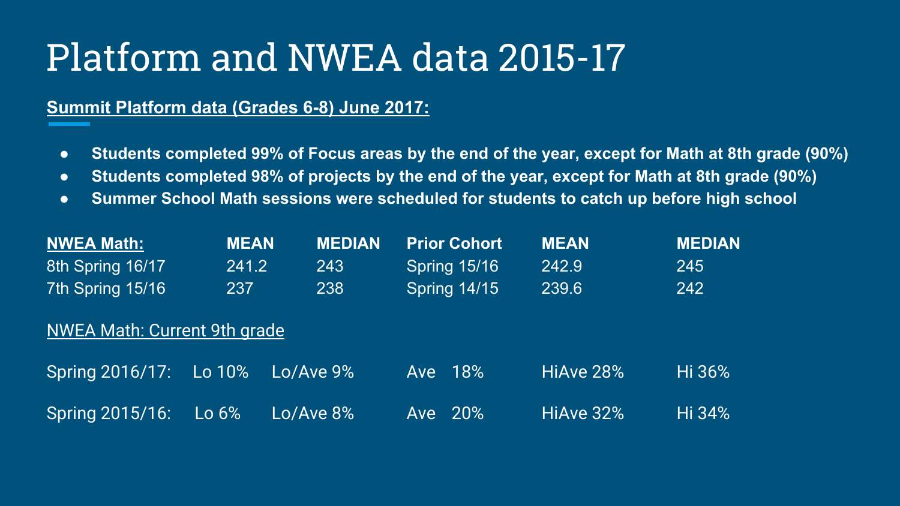# Platform and NWEA data 2015-17

**Summit Platform data (Grades 6-8) June 2017:**

- **Students completed 99% of Focus areas by the end of the year, except for Math at 8th grade (90%)**
- **Students completed 98% of projects by the end of the year, except for Math at 8th grade (90%)**
- **Summer School Math sessions were scheduled for students to catch up before high school**

| **NWEA Math:** | **MEAN** | **MEDIAN** | **Prior Cohort** | **MEAN** | **MEDIAN** |
|---|---|---|---|---|---|
| 8th Spring 16/17 | 241.2 | 243 | Spring 15/16 | 242.9 | 245 |
| 7th Spring 15/16 | 237 | 238 | Spring 14/15 | 239.6 | 242 |

NWEA Math: Current 9th grade

| | | | | | |
|---|---|---|---|---|---|
| Spring 2016/17: | Lo 10% | Lo/Ave 9% | Ave 18% | HiAve 28% | Hi 36% |
| Spring 2015/16: | Lo 6% | Lo/Ave 8% | Ave 20% | HiAve 32% | Hi 34% |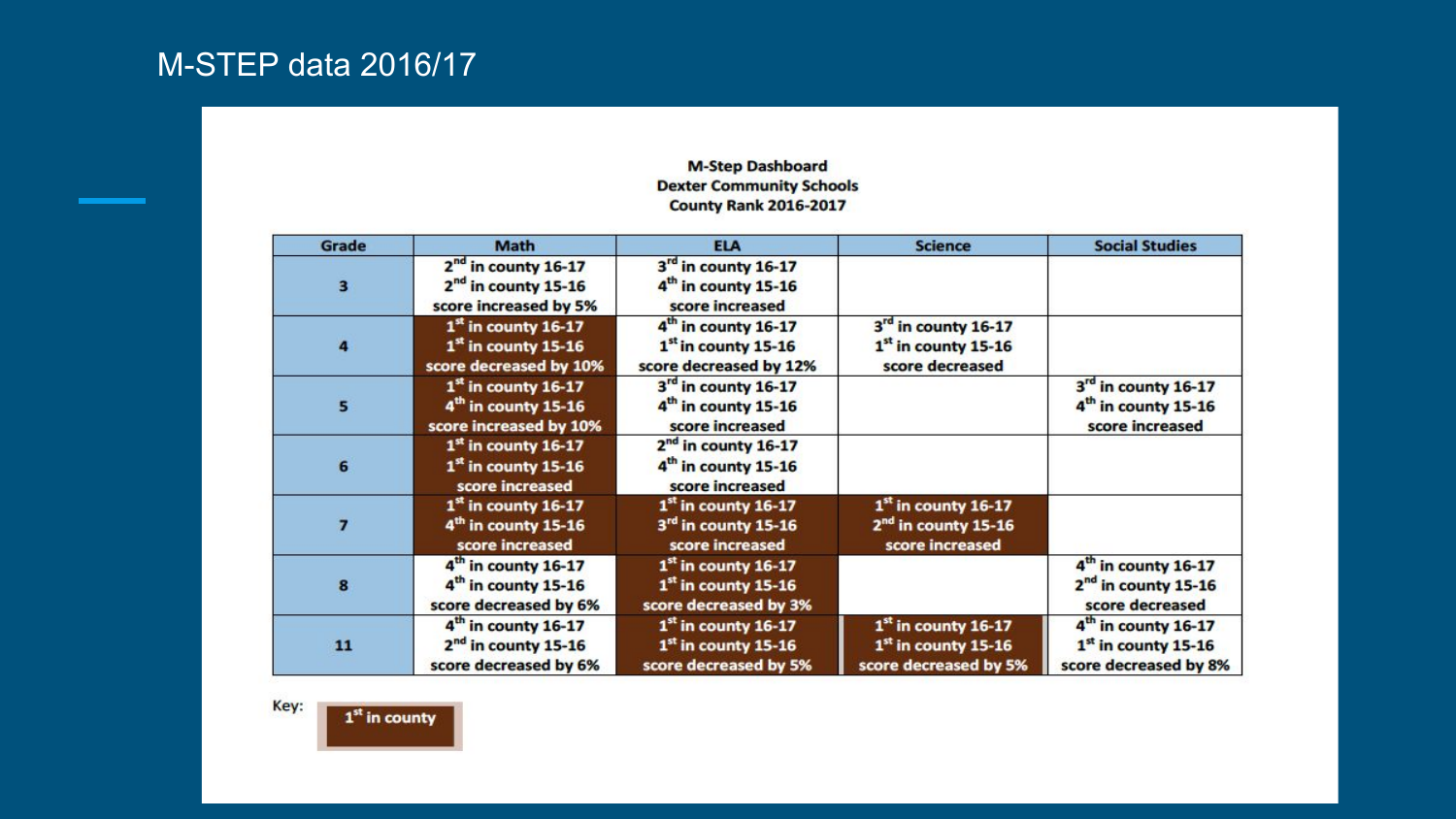# M-STEP data 2016/17

**M-Step Dashboard**
**Dexter Community Schools**
**County Rank 2016-2017**

| Grade | Math | ELA | Science | Social Studies |
|---|---|---|---|---|
| 3 | 2nd in county 16-17<br>2nd in county 15-16<br>score increased by 5% | 3rd in county 16-17<br>4th in county 15-16<br>score increased | | |
| 4 | 1st in county 16-17<br>1st in county 15-16<br>score decreased by 10% | 4th in county 16-17<br>1st in county 15-16<br>score decreased by 12% | 3rd in county 16-17<br>1st in county 15-16<br>score decreased | |
| 5 | 1st in county 16-17<br>4th in county 15-16<br>score increased by 10% | 3rd in county 16-17<br>4th in county 15-16<br>score increased | | 3rd in county 16-17<br>4th in county 15-16<br>score increased |
| 6 | 1st in county 16-17<br>1st in county 15-16<br>score increased | 2nd in county 16-17<br>4th in county 15-16<br>score increased | | |
| 7 | 1st in county 16-17<br>4th in county 15-16<br>score increased | 1st in county 16-17<br>3rd in county 15-16<br>score increased | 1st in county 16-17<br>2nd in county 15-16<br>score increased | |
| 8 | 4th in county 16-17<br>4th in county 15-16<br>score decreased by 6% | 1st in county 16-17<br>1st in county 15-16<br>score decreased by 3% | | 4th in county 16-17<br>2nd in county 15-16<br>score decreased |
| 11 | 4th in county 16-17<br>2nd in county 15-16<br>score decreased by 6% | 1st in county 16-17<br>1st in county 15-16<br>score decreased by 5% | 1st in county 16-17<br>1st in county 15-16<br>score decreased by 5% | 4th in county 16-17<br>1st in county 15-16<br>score decreased by 8% |

Key: 1st in county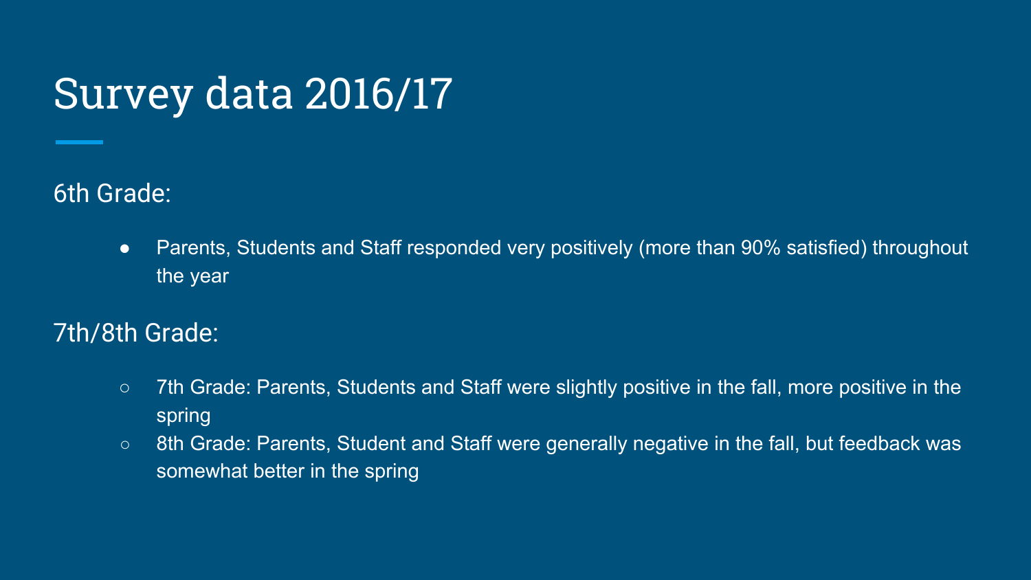# Survey data 2016/17

6th Grade:

- Parents, Students and Staff responded very positively (more than 90% satisfied) throughout the year

7th/8th Grade:

- 7th Grade: Parents, Students and Staff were slightly positive in the fall, more positive in the spring
- 8th Grade: Parents, Student and Staff were generally negative in the fall, but feedback was somewhat better in the spring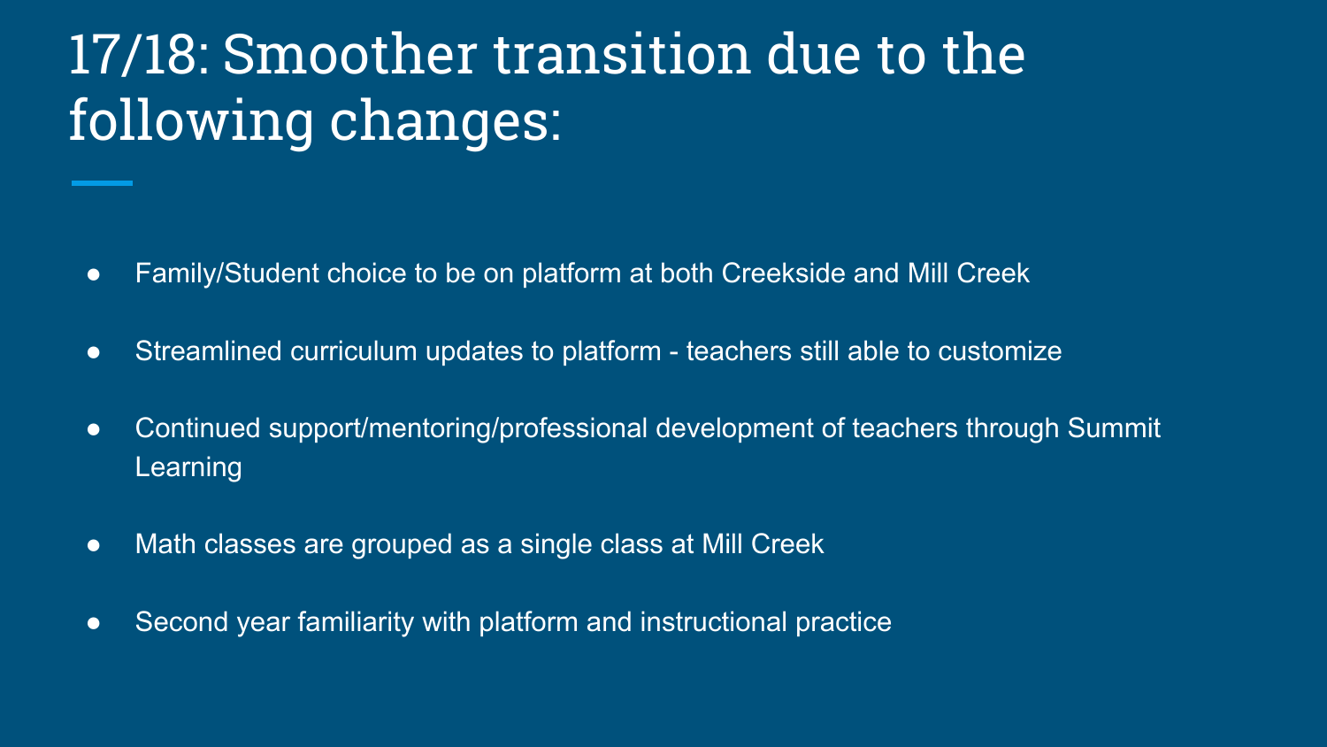# 17/18: Smoother transition due to the following changes:

- Family/Student choice to be on platform at both Creekside and Mill Creek
- Streamlined curriculum updates to platform - teachers still able to customize
- Continued support/mentoring/professional development of teachers through Summit Learning
- Math classes are grouped as a single class at Mill Creek
- Second year familiarity with platform and instructional practice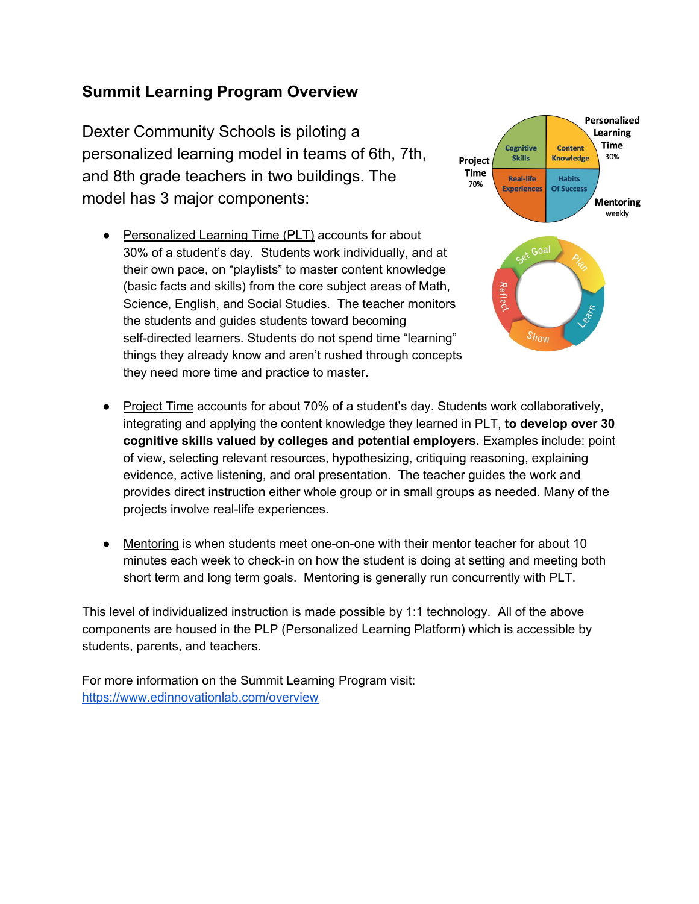## Summit Learning Program Overview

Dexter Community Schools is piloting a personalized learning model in teams of 6th, 7th, and 8th grade teachers in two buildings. The model has 3 major components:

- Personalized Learning Time (PLT) accounts for about 30% of a student's day. Students work individually, and at their own pace, on "playlists" to master content knowledge (basic facts and skills) from the core subject areas of Math, Science, English, and Social Studies. The teacher monitors the students and guides students toward becoming self-directed learners. Students do not spend time "learning" things they already know and aren't rushed through concepts they need more time and practice to master.

- Project Time accounts for about 70% of a student's day. Students work collaboratively, integrating and applying the content knowledge they learned in PLT, **to develop over 30 cognitive skills valued by colleges and potential employers.** Examples include: point of view, selecting relevant resources, hypothesizing, critiquing reasoning, explaining evidence, active listening, and oral presentation. The teacher guides the work and provides direct instruction either whole group or in small groups as needed. Many of the projects involve real-life experiences.

- Mentoring is when students meet one-on-one with their mentor teacher for about 10 minutes each week to check-in on how the student is doing at setting and meeting both short term and long term goals. Mentoring is generally run concurrently with PLT.

This level of individualized instruction is made possible by 1:1 technology. All of the above components are housed in the PLP (Personalized Learning Platform) which is accessible by students, parents, and teachers.

For more information on the Summit Learning Program visit:
https://www.edinnovationlab.com/overview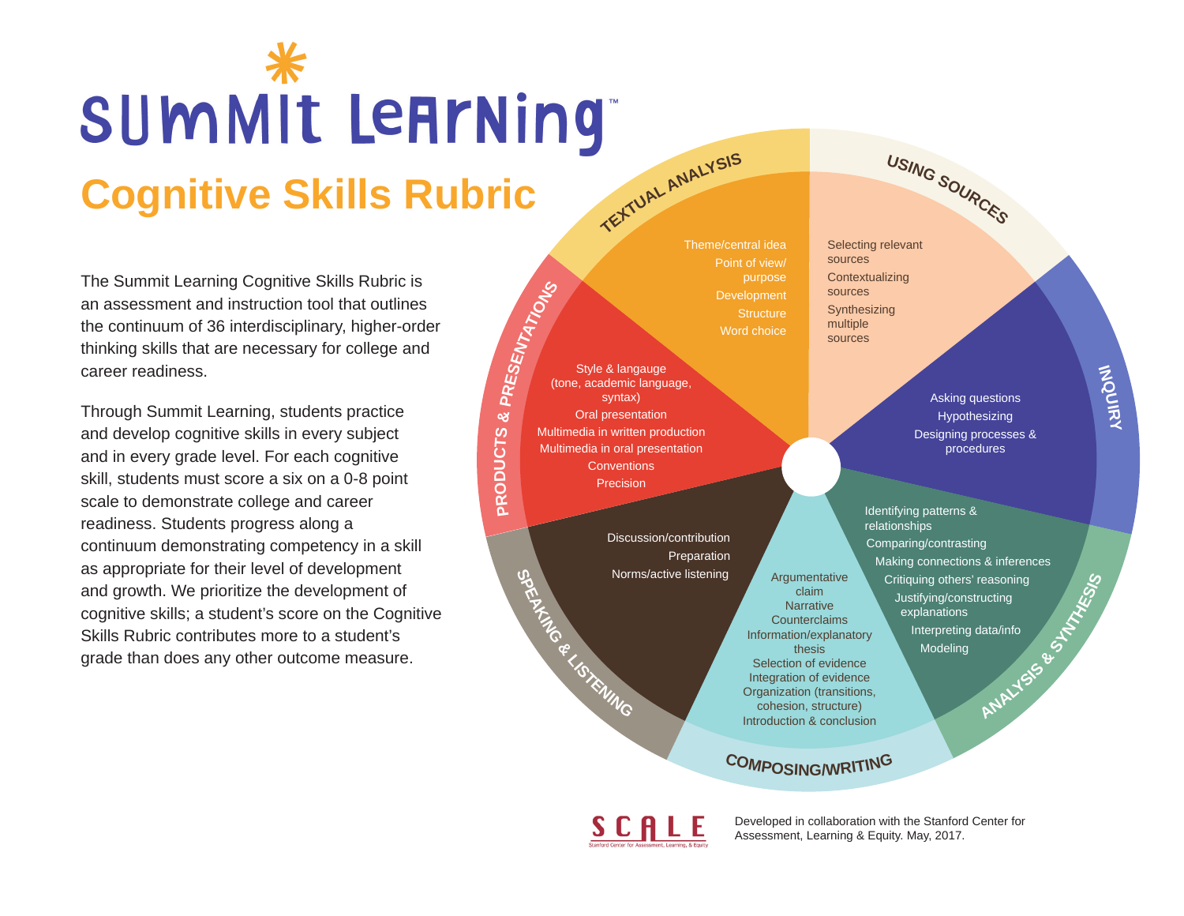# Summit Learning

## Cognitive Skills Rubric

The Summit Learning Cognitive Skills Rubric is an assessment and instruction tool that outlines the continuum of 36 interdisciplinary, higher-order thinking skills that are necessary for college and career readiness.

Through Summit Learning, students practice and develop cognitive skills in every subject and in every grade level. For each cognitive skill, students must score a six on a 0-8 point scale to demonstrate college and career readiness. Students progress along a continuum demonstrating competency in a skill as appropriate for their level of development and growth. We prioritize the development of cognitive skills; a student's score on the Cognitive Skills Rubric contributes more to a student's grade than does any other outcome measure.

### TEXTUAL ANALYSIS
- Theme/central idea
- Point of view/purpose
- Development
- Structure
- Word choice

### USING SOURCES
- Selecting relevant sources
- Contextualizing sources
- Synthesizing multiple sources

### INQUIRY
- Asking questions
- Hypothesizing
- Designing processes & procedures

### ANALYSIS & SYNTHESIS
- Identifying patterns & relationships
- Comparing/contrasting
- Making connections & inferences
- Critiquing others' reasoning
- Justifying/constructing explanations
- Interpreting data/info
- Modeling

### COMPOSING/WRITING
- Argumentative claim
- Narrative
- Counterclaims
- Information/explanatory thesis
- Selection of evidence
- Integration of evidence
- Organization (transitions, cohesion, structure)
- Introduction & conclusion

### SPEAKING & LISTENING
- Discussion/contribution
- Preparation
- Norms/active listening

### PRODUCTS & PRESENTATIONS
- Style & langauge (tone, academic language, syntax)
- Oral presentation
- Multimedia in written production
- Multimedia in oral presentation
- Conventions
- Precision

SCALE — Stanford Center for Assessment, Learning, & Equity

Developed in collaboration with the Stanford Center for Assessment, Learning & Equity. May, 2017.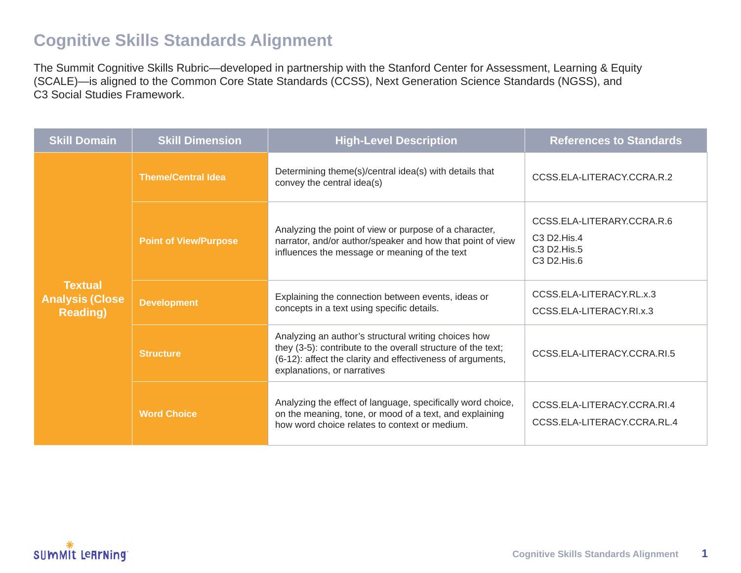# Cognitive Skills Standards Alignment

The Summit Cognitive Skills Rubric—developed in partnership with the Stanford Center for Assessment, Learning & Equity (SCALE)—is aligned to the Common Core State Standards (CCSS), Next Generation Science Standards (NGSS), and C3 Social Studies Framework.

| Skill Domain | Skill Dimension | High-Level Description | References to Standards |
|---|---|---|---|
| Textual Analysis (Close Reading) | Theme/Central Idea | Determining theme(s)/central idea(s) with details that convey the central idea(s) | CCSS.ELA-LITERACY.CCRA.R.2 |
| | Point of View/Purpose | Analyzing the point of view or purpose of a character, narrator, and/or author/speaker and how that point of view influences the message or meaning of the text | CCSS.ELA-LITERARY.CCRA.R.6<br>C3 D2.His.4<br>C3 D2.His.5<br>C3 D2.His.6 |
| | Development | Explaining the connection between events, ideas or concepts in a text using specific details. | CCSS.ELA-LITERACY.RL.x.3<br>CCSS.ELA-LITERACY.RI.x.3 |
| | Structure | Analyzing an author's structural writing choices how they (3-5): contribute to the overall structure of the text; (6-12): affect the clarity and effectiveness of arguments, explanations, or narratives | CCSS.ELA-LITERACY.CCRA.RI.5 |
| | Word Choice | Analyzing the effect of language, specifically word choice, on the meaning, tone, or mood of a text, and explaining how word choice relates to context or medium. | CCSS.ELA-LITERACY.CCRA.RI.4<br>CCSS.ELA-LITERACY.CCRA.RL.4 |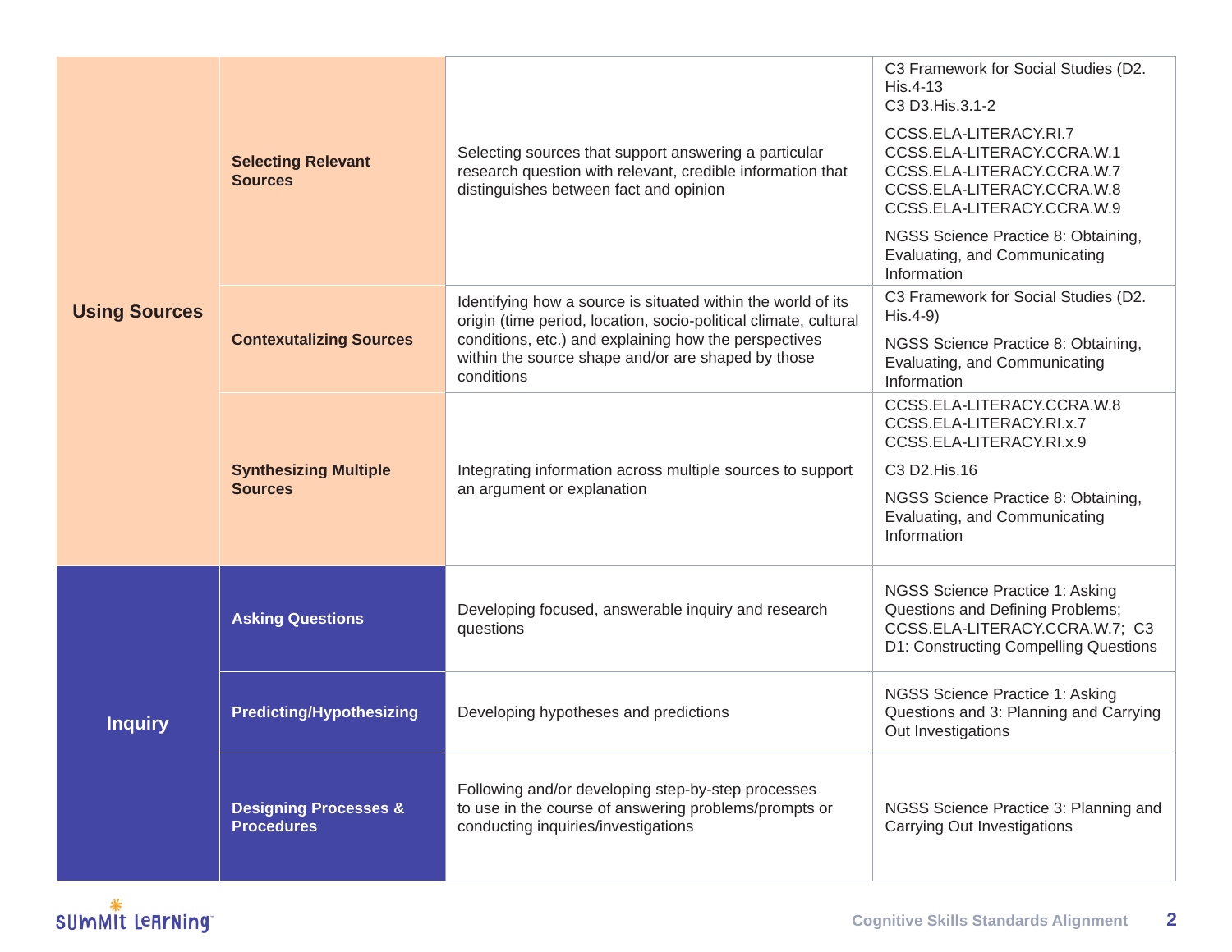| | | | |
|---|---|---|---|
| **Using Sources** | **Selecting Relevant Sources** | Selecting sources that support answering a particular research question with relevant, credible information that distinguishes between fact and opinion | C3 Framework for Social Studies (D2. His.4-13<br>C3 D3.His.3.1-2<br><br>CCSS.ELA-LITERACY.RI.7<br>CCSS.ELA-LITERACY.CCRA.W.1<br>CCSS.ELA-LITERACY.CCRA.W.7<br>CCSS.ELA-LITERACY.CCRA.W.8<br>CCSS.ELA-LITERACY.CCRA.W.9<br><br>NGSS Science Practice 8: Obtaining, Evaluating, and Communicating Information |
| | **Contexutalizing Sources** | Identifying how a source is situated within the world of its origin (time period, location, socio-political climate, cultural conditions, etc.) and explaining how the perspectives within the source shape and/or are shaped by those conditions | C3 Framework for Social Studies (D2. His.4-9)<br><br>NGSS Science Practice 8: Obtaining, Evaluating, and Communicating Information |
| | **Synthesizing Multiple Sources** | Integrating information across multiple sources to support an argument or explanation | CCSS.ELA-LITERACY.CCRA.W.8<br>CCSS.ELA-LITERACY.RI.x.7<br>CCSS.ELA-LITERACY.RI.x.9<br><br>C3 D2.His.16<br><br>NGSS Science Practice 8: Obtaining, Evaluating, and Communicating Information |
| **Inquiry** | **Asking Questions** | Developing focused, answerable inquiry and research questions | NGSS Science Practice 1: Asking Questions and Defining Problems; CCSS.ELA-LITERACY.CCRA.W.7; C3 D1: Constructing Compelling Questions |
| | **Predicting/Hypothesizing** | Developing hypotheses and predictions | NGSS Science Practice 1: Asking Questions and 3: Planning and Carrying Out Investigations |
| | **Designing Processes & Procedures** | Following and/or developing step-by-step processes to use in the course of answering problems/prompts or conducting inquiries/investigations | NGSS Science Practice 3: Planning and Carrying Out Investigations |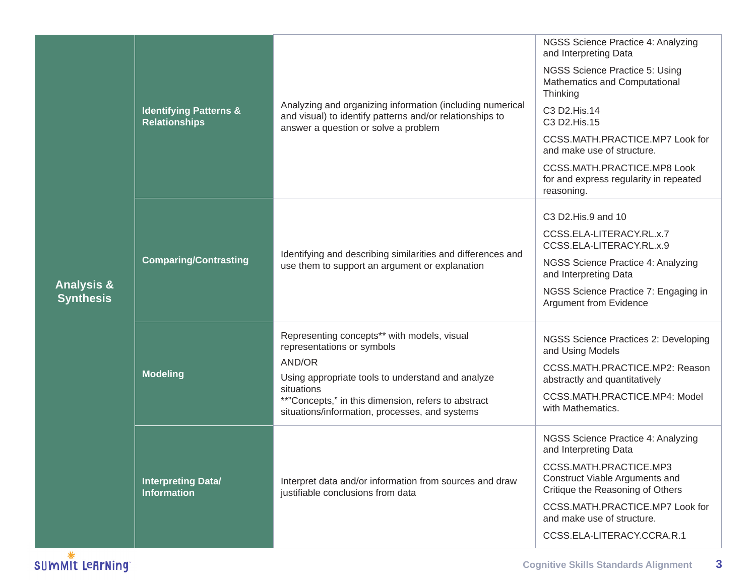| | | | |
|---|---|---|---|
| **Analysis & Synthesis** | **Identifying Patterns & Relationships** | Analyzing and organizing information (including numerical and visual) to identify patterns and/or relationships to answer a question or solve a problem | NGSS Science Practice 4: Analyzing and Interpreting Data<br><br>NGSS Science Practice 5: Using Mathematics and Computational Thinking<br><br>C3 D2.His.14<br>C3 D2.His.15<br><br>CCSS.MATH.PRACTICE.MP7 Look for and make use of structure.<br><br>CCSS.MATH.PRACTICE.MP8 Look for and express regularity in repeated reasoning. |
| | **Comparing/Contrasting** | Identifying and describing similarities and differences and use them to support an argument or explanation | C3 D2.His.9 and 10<br><br>CCSS.ELA-LITERACY.RL.x.7<br>CCSS.ELA-LITERACY.RL.x.9<br><br>NGSS Science Practice 4: Analyzing and Interpreting Data<br><br>NGSS Science Practice 7: Engaging in Argument from Evidence |
| | **Modeling** | Representing concepts** with models, visual representations or symbols<br><br>AND/OR<br><br>Using appropriate tools to understand and analyze situations<br>**"Concepts," in this dimension, refers to abstract situations/information, processes, and systems | NGSS Science Practices 2: Developing and Using Models<br><br>CCSS.MATH.PRACTICE.MP2: Reason abstractly and quantitatively<br><br>CCSS.MATH.PRACTICE.MP4: Model with Mathematics. |
| | **Interpreting Data/ Information** | Interpret data and/or information from sources and draw justifiable conclusions from data | NGSS Science Practice 4: Analyzing and Interpreting Data<br><br>CCSS.MATH.PRACTICE.MP3 Construct Viable Arguments and Critique the Reasoning of Others<br><br>CCSS.MATH.PRACTICE.MP7 Look for and make use of structure.<br><br>CCSS.ELA-LITERACY.CCRA.R.1 |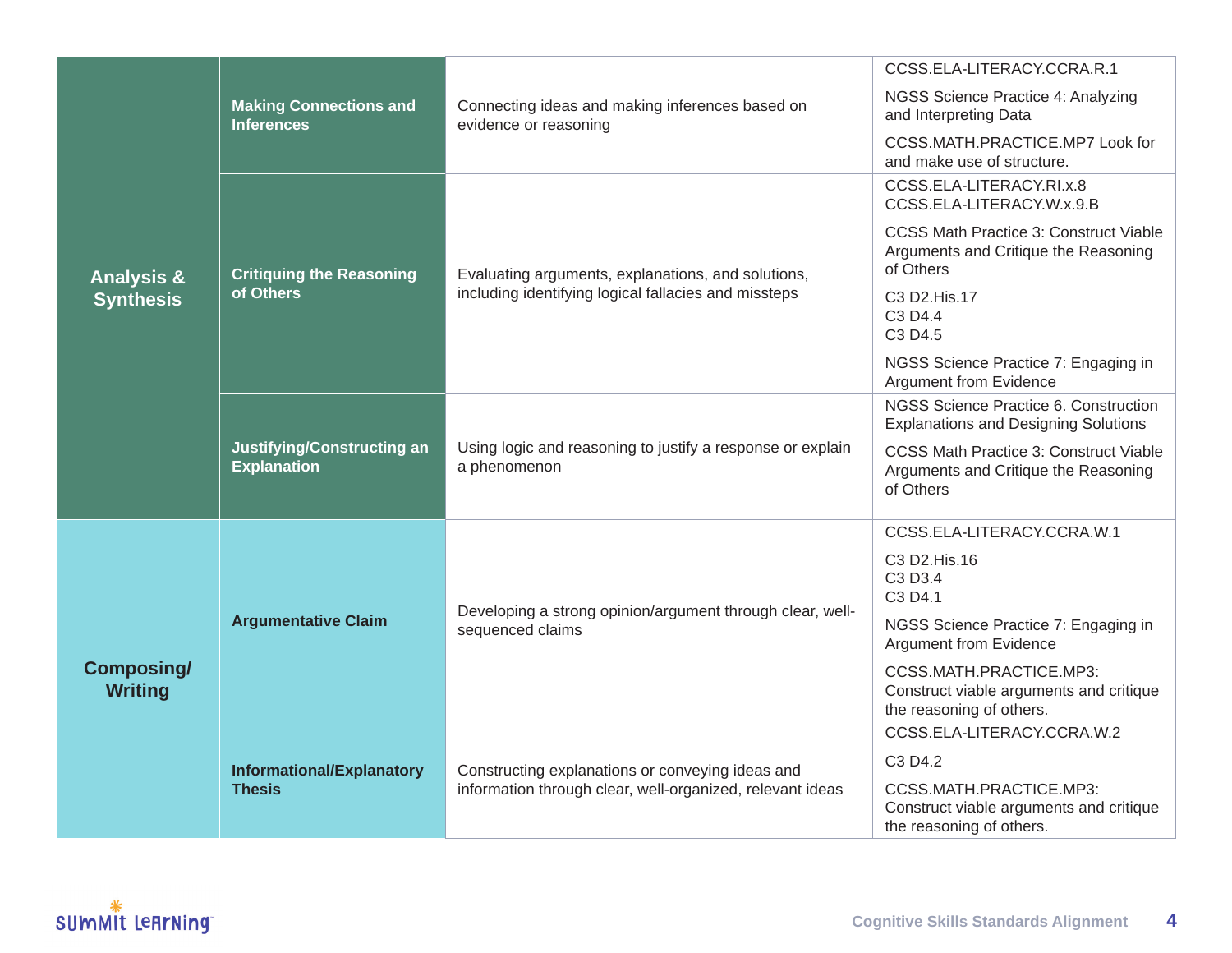| | | | |
|---|---|---|---|
| **Analysis & Synthesis** | **Making Connections and Inferences** | Connecting ideas and making inferences based on evidence or reasoning | CCSS.ELA-LITERACY.CCRA.R.1<br><br>NGSS Science Practice 4: Analyzing and Interpreting Data<br><br>CCSS.MATH.PRACTICE.MP7 Look for and make use of structure. |
| | **Critiquing the Reasoning of Others** | Evaluating arguments, explanations, and solutions, including identifying logical fallacies and missteps | CCSS.ELA-LITERACY.RI.x.8<br>CCSS.ELA-LITERACY.W.x.9.B<br><br>CCSS Math Practice 3: Construct Viable Arguments and Critique the Reasoning of Others<br><br>C3 D2.His.17<br>C3 D4.4<br>C3 D4.5<br><br>NGSS Science Practice 7: Engaging in Argument from Evidence |
| | **Justifying/Constructing an Explanation** | Using logic and reasoning to justify a response or explain a phenomenon | NGSS Science Practice 6. Construction Explanations and Designing Solutions<br><br>CCSS Math Practice 3: Construct Viable Arguments and Critique the Reasoning of Others |
| **Composing/ Writing** | **Argumentative Claim** | Developing a strong opinion/argument through clear, well-sequenced claims | CCSS.ELA-LITERACY.CCRA.W.1<br><br>C3 D2.His.16<br>C3 D3.4<br>C3 D4.1<br><br>NGSS Science Practice 7: Engaging in Argument from Evidence<br><br>CCSS.MATH.PRACTICE.MP3: Construct viable arguments and critique the reasoning of others. |
| | **Informational/Explanatory Thesis** | Constructing explanations or conveying ideas and information through clear, well-organized, relevant ideas | CCSS.ELA-LITERACY.CCRA.W.2<br><br>C3 D4.2<br><br>CCSS.MATH.PRACTICE.MP3: Construct viable arguments and critique the reasoning of others. |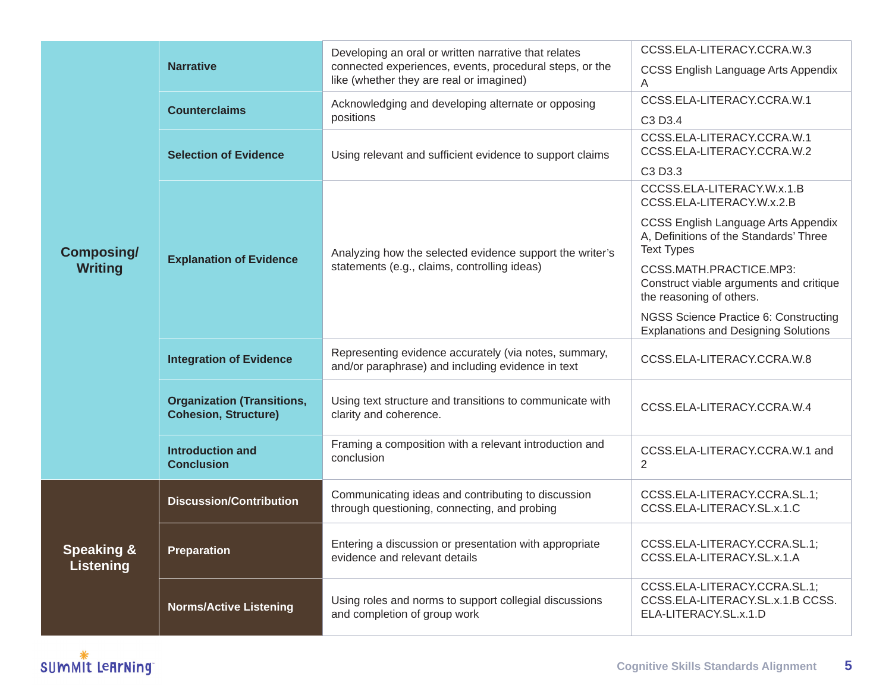| | | | |
|---|---|---|---|
| Composing/ Writing | **Narrative** | Developing an oral or written narrative that relates connected experiences, events, procedural steps, or the like (whether they are real or imagined) | CCSS.ELA-LITERACY.CCRA.W.3<br><br>CCSS English Language Arts Appendix A |
| | **Counterclaims** | Acknowledging and developing alternate or opposing positions | CCSS.ELA-LITERACY.CCRA.W.1<br><br>C3 D3.4 |
| | **Selection of Evidence** | Using relevant and sufficient evidence to support claims | CCSS.ELA-LITERACY.CCRA.W.1 CCSS.ELA-LITERACY.CCRA.W.2<br><br>C3 D3.3 |
| | **Explanation of Evidence** | Analyzing how the selected evidence support the writer's statements (e.g., claims, controlling ideas) | CCCSS.ELA-LITERACY.W.x.1.B CCSS.ELA-LITERACY.W.x.2.B<br><br>CCSS English Language Arts Appendix A, Definitions of the Standards' Three Text Types<br><br>CCSS.MATH.PRACTICE.MP3: Construct viable arguments and critique the reasoning of others.<br><br>NGSS Science Practice 6: Constructing Explanations and Designing Solutions |
| | **Integration of Evidence** | Representing evidence accurately (via notes, summary, and/or paraphrase) and including evidence in text | CCSS.ELA-LITERACY.CCRA.W.8 |
| | **Organization (Transitions, Cohesion, Structure)** | Using text structure and transitions to communicate with clarity and coherence. | CCSS.ELA-LITERACY.CCRA.W.4 |
| | **Introduction and Conclusion** | Framing a composition with a relevant introduction and conclusion | CCSS.ELA-LITERACY.CCRA.W.1 and 2 |
| Speaking & Listening | **Discussion/Contribution** | Communicating ideas and contributing to discussion through questioning, connecting, and probing | CCSS.ELA-LITERACY.CCRA.SL.1; CCSS.ELA-LITERACY.SL.x.1.C |
| | **Preparation** | Entering a discussion or presentation with appropriate evidence and relevant details | CCSS.ELA-LITERACY.CCRA.SL.1; CCSS.ELA-LITERACY.SL.x.1.A |
| | **Norms/Active Listening** | Using roles and norms to support collegial discussions and completion of group work | CCSS.ELA-LITERACY.CCRA.SL.1; CCSS.ELA-LITERACY.SL.x.1.B CCSS.ELA-LITERACY.SL.x.1.D |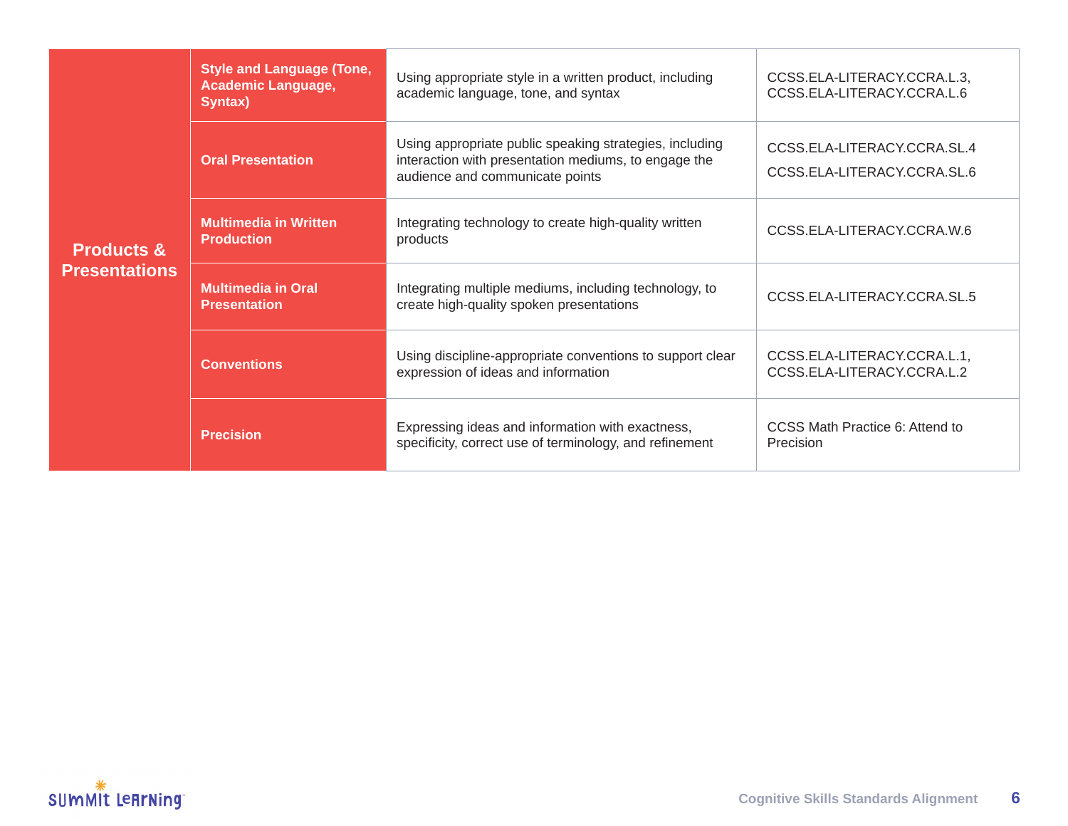| | | | |
|---|---|---|---|
| **Products & Presentations** | **Style and Language (Tone, Academic Language, Syntax)** | Using appropriate style in a written product, including academic language, tone, and syntax | CCSS.ELA-LITERACY.CCRA.L.3, CCSS.ELA-LITERACY.CCRA.L.6 |
| | **Oral Presentation** | Using appropriate public speaking strategies, including interaction with presentation mediums, to engage the audience and communicate points | CCSS.ELA-LITERACY.CCRA.SL.4<br>CCSS.ELA-LITERACY.CCRA.SL.6 |
| | **Multimedia in Written Production** | Integrating technology to create high-quality written products | CCSS.ELA-LITERACY.CCRA.W.6 |
| | **Multimedia in Oral Presentation** | Integrating multiple mediums, including technology, to create high-quality spoken presentations | CCSS.ELA-LITERACY.CCRA.SL.5 |
| | **Conventions** | Using discipline-appropriate conventions to support clear expression of ideas and information | CCSS.ELA-LITERACY.CCRA.L.1, CCSS.ELA-LITERACY.CCRA.L.2 |
| | **Precision** | Expressing ideas and information with exactness, specificity, correct use of terminology, and refinement | CCSS Math Practice 6: Attend to Precision |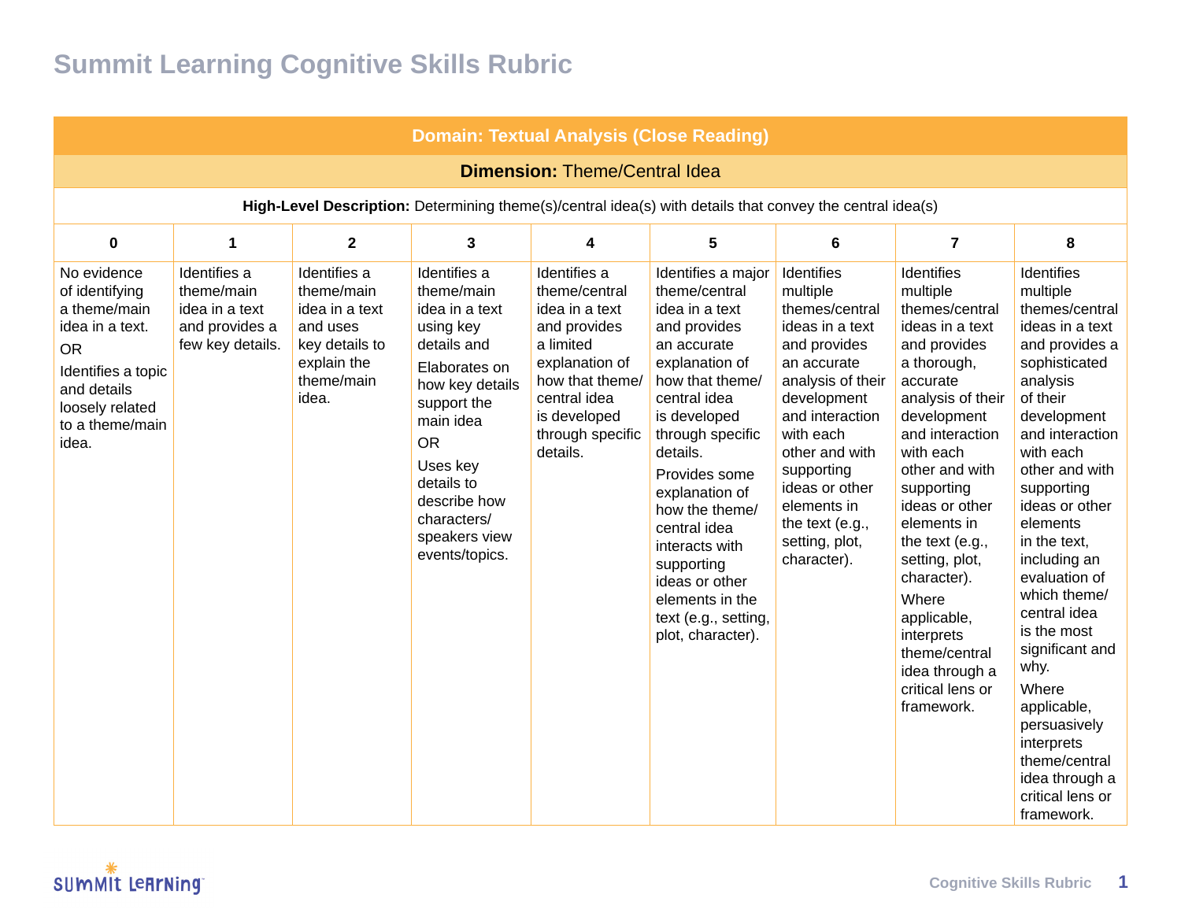# Summit Learning Cognitive Skills Rubric

| **Domain: Textual Analysis (Close Reading)** | | | | | | | | |
|---|---|---|---|---|---|---|---|---|
| **Dimension:** Theme/Central Idea | | | | | | | | |
| **High-Level Description:** Determining theme(s)/central idea(s) with details that convey the central idea(s) | | | | | | | | |
| **0** | **1** | **2** | **3** | **4** | **5** | **6** | **7** | **8** |
| No evidence of identifying a theme/main idea in a text.<br>OR<br>Identifies a topic and details loosely related to a theme/main idea. | Identifies a theme/main idea in a text and provides a few key details. | Identifies a theme/main idea in a text and uses key details to explain the theme/main idea. | Identifies a theme/main idea in a text using key details and<br>Elaborates on how key details support the main idea<br>OR<br>Uses key details to describe how characters/ speakers view events/topics. | Identifies a theme/central idea in a text and provides a limited explanation of how that theme/ central idea is developed through specific details. | Identifies a major theme/central idea in a text and provides an accurate explanation of how that theme/ central idea is developed through specific details.<br>Provides some explanation of how the theme/ central idea interacts with supporting ideas or other elements in the text (e.g., setting, plot, character). | Identifies multiple themes/central ideas in a text and provides an accurate analysis of their development and interaction with each other and with supporting ideas or other elements in the text (e.g., setting, plot, character). | Identifies multiple themes/central ideas in a text and provides a thorough, accurate analysis of their development and interaction with each other and with supporting ideas or other elements in the text (e.g., setting, plot, character).<br>Where applicable, interprets theme/central idea through a critical lens or framework. | Identifies multiple themes/central ideas in a text and provides a sophisticated analysis of their development and interaction with each other and with supporting ideas or other elements in the text, including an evaluation of which theme/ central idea is the most significant and why.<br>Where applicable, persuasively interprets theme/central idea through a critical lens or framework. |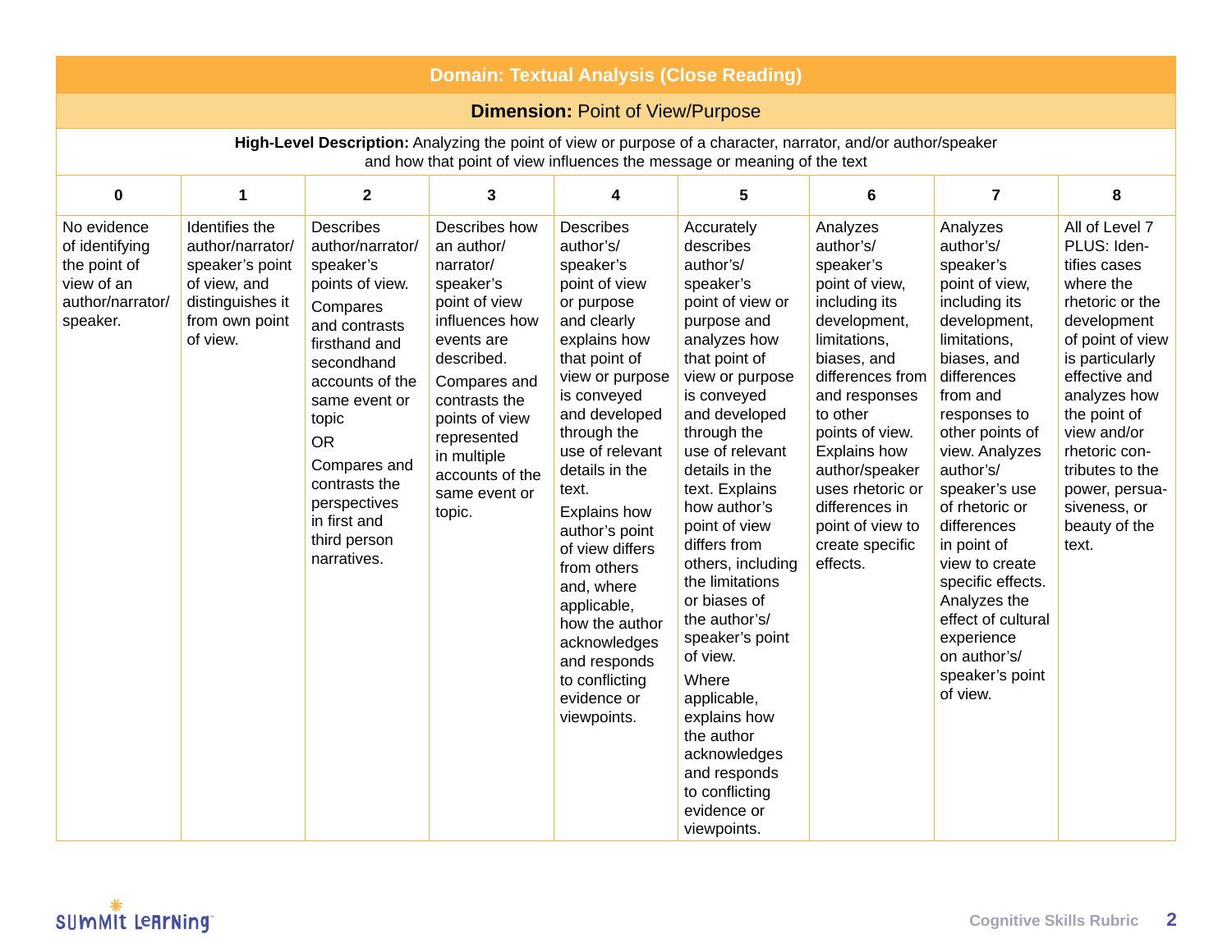## Domain: Textual Analysis (Close Reading)

### **Dimension:** Point of View/Purpose

**High-Level Description:** Analyzing the point of view or purpose of a character, narrator, and/or author/speaker and how that point of view influences the message or meaning of the text

| 0 | 1 | 2 | 3 | 4 | 5 | 6 | 7 | 8 |
|---|---|---|---|---|---|---|---|---|
| No evidence of identifying the point of view of an author/narrator/speaker. | Identifies the author/narrator/speaker's point of view, and distinguishes it from own point of view. | Describes author/narrator/speaker's points of view. Compares and contrasts firsthand and secondhand accounts of the same event or topic OR Compares and contrasts the perspectives in first and third person narratives. | Describes how an author/narrator/speaker's point of view influences how events are described. Compares and contrasts the points of view represented in multiple accounts of the same event or topic. | Describes author's/speaker's point of view or purpose and clearly explains how that point of view or purpose is conveyed and developed through the use of relevant details in the text. Explains how author's point of view differs from others and, where applicable, how the author acknowledges and responds to conflicting evidence or viewpoints. | Accurately describes author's/speaker's point of view or purpose and analyzes how that point of view or purpose is conveyed and developed through the use of relevant details in the text. Explains how author's point of view differs from others, including the limitations or biases of the author's/speaker's point of view. Where applicable, explains how the author acknowledges and responds to conflicting evidence or viewpoints. | Analyzes author's/speaker's point of view, including its development, limitations, biases, and differences from and responses to other points of view. Explains how author/speaker uses rhetoric or differences in point of view to create specific effects. | Analyzes author's/speaker's point of view, including its development, limitations, biases, and differences from and responses to other points of view. Analyzes author's/speaker's use of rhetoric or differences in point of view to create specific effects. Analyzes the effect of cultural experience on author's/speaker's point of view. | All of Level 7 PLUS: Identifies cases where the rhetoric or the development of point of view is particularly effective and analyzes how the point of view and/or rhetoric contributes to the power, persuasiveness, or beauty of the text. |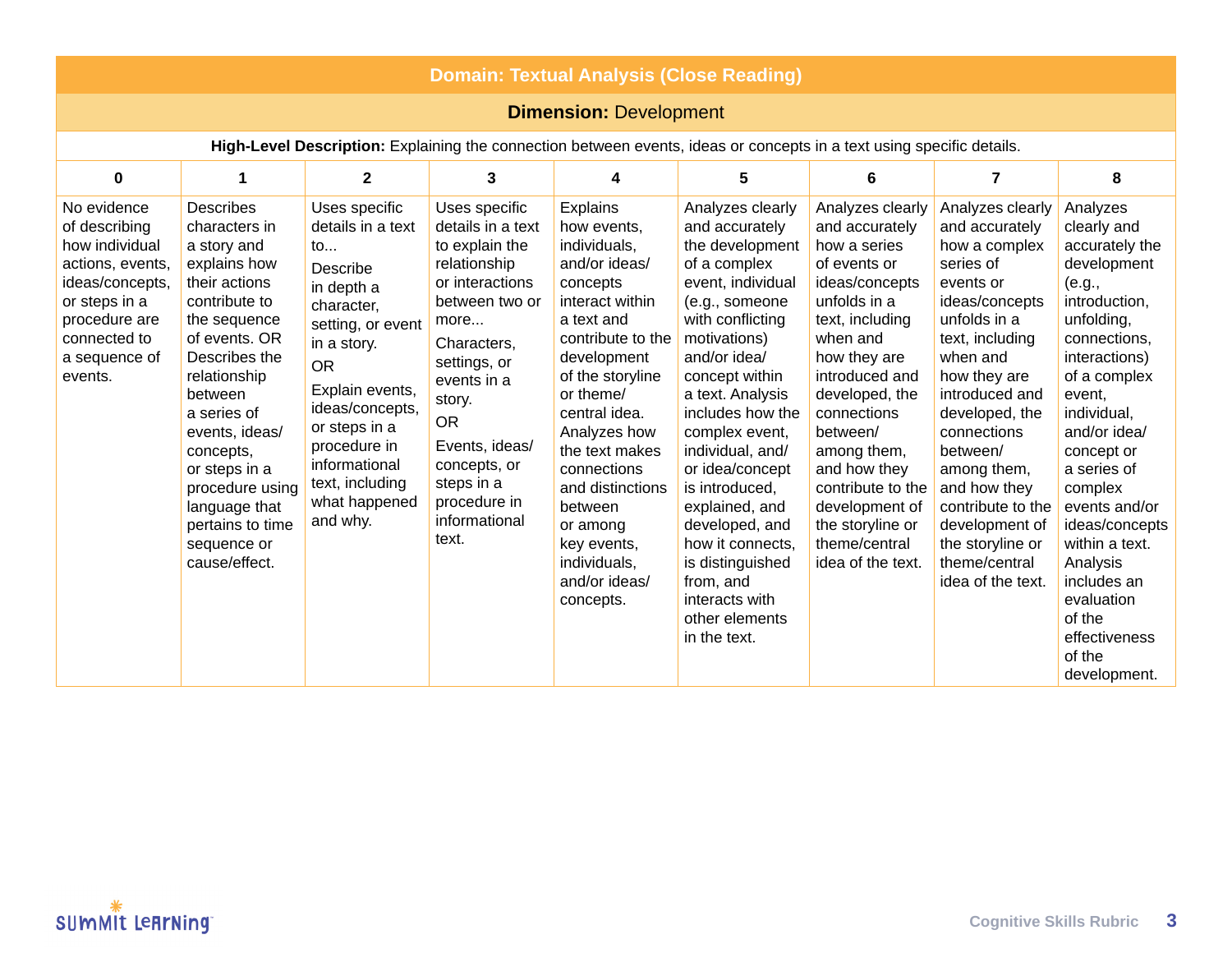## Domain: Textual Analysis (Close Reading)

### **Dimension:** Development

**High-Level Description:** Explaining the connection between events, ideas or concepts in a text using specific details.

| 0 | 1 | 2 | 3 | 4 | 5 | 6 | 7 | 8 |
|---|---|---|---|---|---|---|---|---|
| No evidence of describing how individual actions, events, ideas/concepts, or steps in a procedure are connected to a sequence of events. | Describes characters in a story and explains how their actions contribute to the sequence of events. OR Describes the relationship between a series of events, ideas/ concepts, or steps in a procedure using language that pertains to time sequence or cause/effect. | Uses specific details in a text to... Describe in depth a character, setting, or event in a story. OR Explain events, ideas/concepts, or steps in a procedure in informational text, including what happened and why. | Uses specific details in a text to explain the relationship or interactions between two or more... Characters, settings, or events in a story. OR Events, ideas/ concepts, or steps in a procedure in informational text. | Explains how events, individuals, and/or ideas/ concepts interact within a text and contribute to the development of the storyline or theme/ central idea. Analyzes how the text makes connections and distinctions between or among key events, individuals, and/or ideas/ concepts. | Analyzes clearly and accurately the development of a complex event, individual (e.g., someone with conflicting motivations) and/or idea/ concept within a text. Analysis includes how the complex event, individual, and/ or idea/concept is introduced, explained, and developed, and how it connects, is distinguished from, and interacts with other elements in the text. | Analyzes clearly and accurately how a series of events or ideas/concepts unfolds in a text, including when and how they are introduced and developed, the connections between/ among them, and how they contribute to the development of the storyline or theme/central idea of the text. | Analyzes clearly and accurately how a complex series of events or ideas/concepts unfolds in a text, including when and how they are introduced and developed, the connections between/ among them, and how they contribute to the development of the storyline or theme/central idea of the text. | Analyzes clearly and accurately the development (e.g., introduction, unfolding, connections, interactions) of a complex event, individual, and/or idea/ concept or a series of complex events and/or ideas/concepts within a text. Analysis includes an evaluation of the effectiveness of the development. |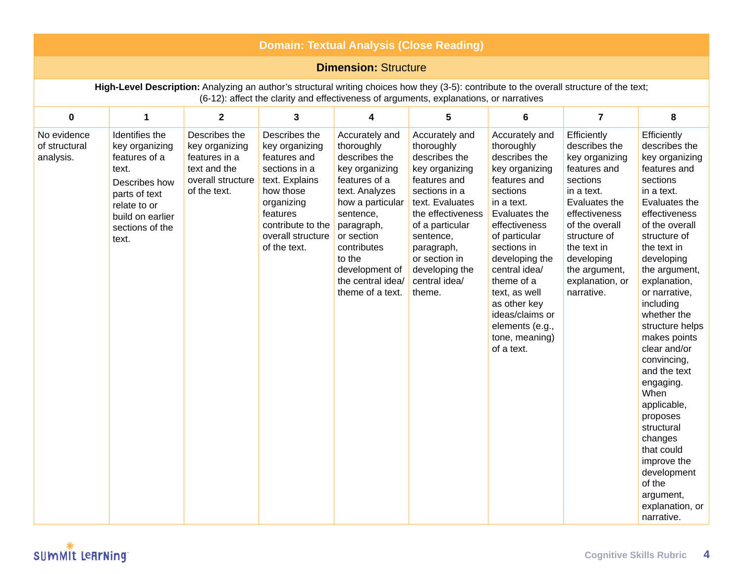## Domain: Textual Analysis (Close Reading)

### Dimension: Structure

**High-Level Description:** Analyzing an author's structural writing choices how they (3-5): contribute to the overall structure of the text; (6-12): affect the clarity and effectiveness of arguments, explanations, or narratives

| 0 | 1 | 2 | 3 | 4 | 5 | 6 | 7 | 8 |
|---|---|---|---|---|---|---|---|---|
| No evidence of structural analysis. | Identifies the key organizing features of a text. Describes how parts of text relate to or build on earlier sections of the text. | Describes the key organizing features in a text and the overall structure of the text. | Describes the key organizing features and sections in a text. Explains how those organizing features contribute to the overall structure of the text. | Accurately and thoroughly describes the key organizing features of a text. Analyzes how a particular sentence, paragraph, or section contributes to the development of the central idea/ theme of a text. | Accurately and thoroughly describes the key organizing features and sections in a text. Evaluates the effectiveness of a particular sentence, paragraph, or section in developing the central idea/ theme. | Accurately and thoroughly describes the key organizing features and sections in a text. Evaluates the effectiveness of particular sections in developing the central idea/ theme of a text, as well as other key ideas/claims or elements (e.g., tone, meaning) of a text. | Efficiently describes the key organizing features and sections in a text. Evaluates the effectiveness of the overall structure of the text in developing the argument, explanation, or narrative. | Efficiently describes the key organizing features and sections in a text. Evaluates the effectiveness of the overall structure of the text in developing the argument, explanation, or narrative, including whether the structure helps makes points clear and/or convincing, and the text engaging. When applicable, proposes structural changes that could improve the development of the argument, explanation, or narrative. |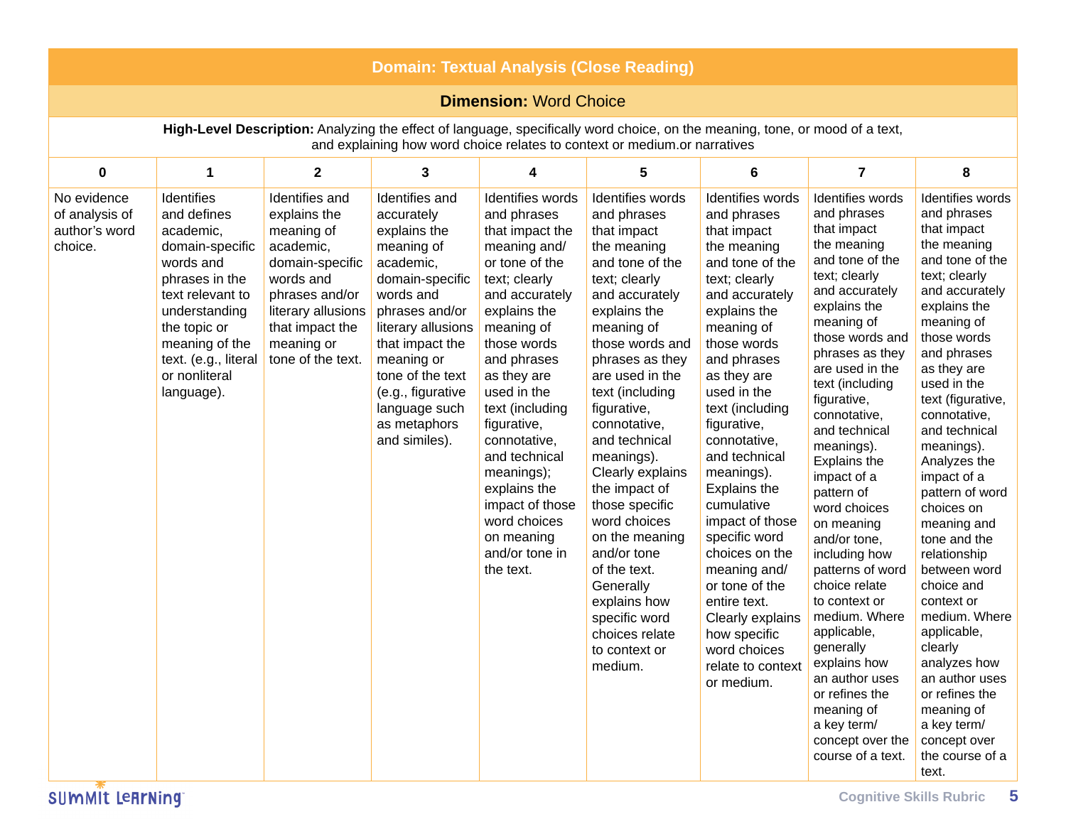## Domain: Textual Analysis (Close Reading)

### **Dimension:** Word Choice

**High-Level Description:** Analyzing the effect of language, specifically word choice, on the meaning, tone, or mood of a text, and explaining how word choice relates to context or medium.or narratives

| 0 | 1 | 2 | 3 | 4 | 5 | 6 | 7 | 8 |
|---|---|---|---|---|---|---|---|---|
| No evidence of analysis of author's word choice. | Identifies and defines academic, domain-specific words and phrases in the text relevant to understanding the topic or meaning of the text. (e.g., literal or nonliteral language). | Identifies and explains the meaning of academic, domain-specific words and phrases and/or literary allusions that impact the meaning or tone of the text. | Identifies and accurately explains the meaning of academic, domain-specific words and phrases and/or literary allusions that impact the meaning or tone of the text (e.g., figurative language such as metaphors and similes). | Identifies words and phrases that impact the meaning and/ or tone of the text; clearly and accurately explains the meaning of those words and phrases as they are used in the text (including figurative, connotative, and technical meanings); explains the impact of those word choices on meaning and/or tone in the text. | Identifies words and phrases that impact the meaning and tone of the text; clearly and accurately explains the meaning of those words and phrases as they are used in the text (including figurative, connotative, and technical meanings). Clearly explains the impact of those specific word choices on the meaning and/or tone of the text. Generally explains how specific word choices relate to context or medium. | Identifies words and phrases that impact the meaning and tone of the text; clearly and accurately explains the meaning of those words and phrases as they are used in the text (including figurative, connotative, and technical meanings). Explains the cumulative impact of those specific word choices on the meaning and/ or tone of the entire text. Clearly explains how specific word choices relate to context or medium. | Identifies words and phrases that impact the meaning and tone of the text; clearly and accurately explains the meaning of those words and phrases as they are used in the text (including figurative, connotative, and technical meanings). Explains the impact of a pattern of word choices on meaning and/or tone, including how patterns of word choice relate to context or medium. Where applicable, generally explains how an author uses or refines the meaning of a key term/ concept over the course of a text. | Identifies words and phrases that impact the meaning and tone of the text; clearly and accurately explains the meaning of those words and phrases as they are used in the text (figurative, connotative, and technical meanings). Analyzes the impact of a pattern of word choices on meaning and tone and the relationship between word choice and context or medium. Where applicable, clearly analyzes how an author uses or refines the meaning of a key term/ concept over the course of a text. |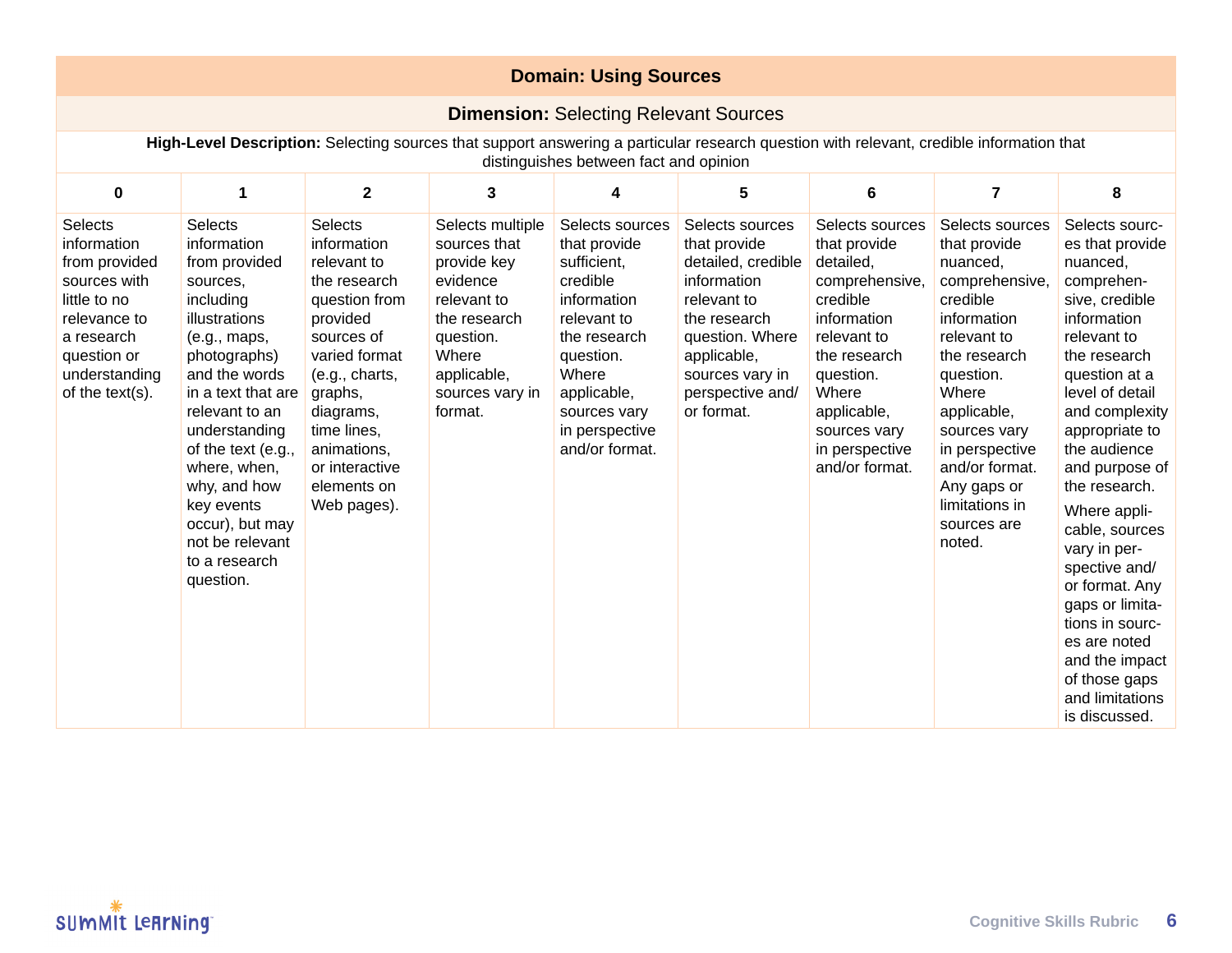## Domain: Using Sources

### **Dimension:** Selecting Relevant Sources

**High-Level Description:** Selecting sources that support answering a particular research question with relevant, credible information that distinguishes between fact and opinion

| 0 | 1 | 2 | 3 | 4 | 5 | 6 | 7 | 8 |
|---|---|---|---|---|---|---|---|---|
| Selects information from provided sources with little to no relevance to a research question or understanding of the text(s). | Selects information from provided sources, including illustrations (e.g., maps, photographs) and the words in a text that are relevant to an understanding of the text (e.g., where, when, why, and how key events occur), but may not be relevant to a research question. | Selects information relevant to the research question from provided sources of varied format (e.g., charts, graphs, diagrams, time lines, animations, or interactive elements on Web pages). | Selects multiple sources that provide key evidence relevant to the research question. Where applicable, sources vary in format. | Selects sources that provide sufficient, credible information relevant to the research question. Where applicable, sources vary in perspective and/or format. | Selects sources that provide detailed, credible information relevant to the research question. Where applicable, sources vary in perspective and/or format. | Selects sources that provide detailed, comprehensive, credible information relevant to the research question. Where applicable, sources vary in perspective and/or format. | Selects sources that provide nuanced, comprehensive, credible information relevant to the research question. Where applicable, sources vary in perspective and/or format. Any gaps or limitations in sources are noted. | Selects sources that provide nuanced, comprehensive, credible information relevant to the research question at a level of detail and complexity appropriate to the audience and purpose of the research. Where applicable, sources vary in perspective and/or format. Any gaps or limitations in sources are noted and the impact of those gaps and limitations is discussed. |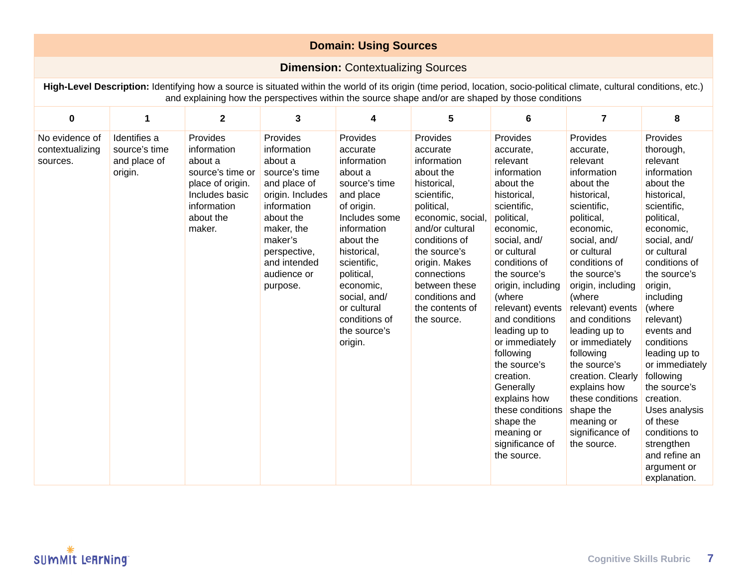## Domain: Using Sources

### **Dimension:** Contextualizing Sources

**High-Level Description:** Identifying how a source is situated within the world of its origin (time period, location, socio-political climate, cultural conditions, etc.) and explaining how the perspectives within the source shape and/or are shaped by those conditions

| 0 | 1 | 2 | 3 | 4 | 5 | 6 | 7 | 8 |
|---|---|---|---|---|---|---|---|---|
| No evidence of contextualizing sources. | Identifies a source's time and place of origin. | Provides information about a source's time or place of origin. Includes basic information about the maker. | Provides information about a source's time and place of origin. Includes information about the maker, the maker's perspective, and intended audience or purpose. | Provides accurate information about a source's time and place of origin. Includes some information about the historical, scientific, political, economic, social, and/or cultural conditions of the source's origin. | Provides accurate information about the historical, scientific, political, economic, social, and/or cultural conditions of the source's origin. Makes connections between these conditions and the contents of the source. | Provides accurate, relevant information about the historical, scientific, political, economic, social, and/or cultural conditions of the source's origin, including (where relevant) events and conditions leading up to or immediately following the source's creation. Generally explains how these conditions shape the meaning or significance of the source. | Provides accurate, relevant information about the historical, scientific, political, economic, social, and/or cultural conditions of the source's origin, including (where relevant) events and conditions leading up to or immediately following the source's creation. Clearly explains how these conditions shape the meaning or significance of the source. | Provides thorough, relevant information about the historical, scientific, political, economic, social, and/or cultural conditions of the source's origin, including (where relevant) events and conditions leading up to or immediately following the source's creation. Uses analysis of these conditions to strengthen and refine an argument or explanation. |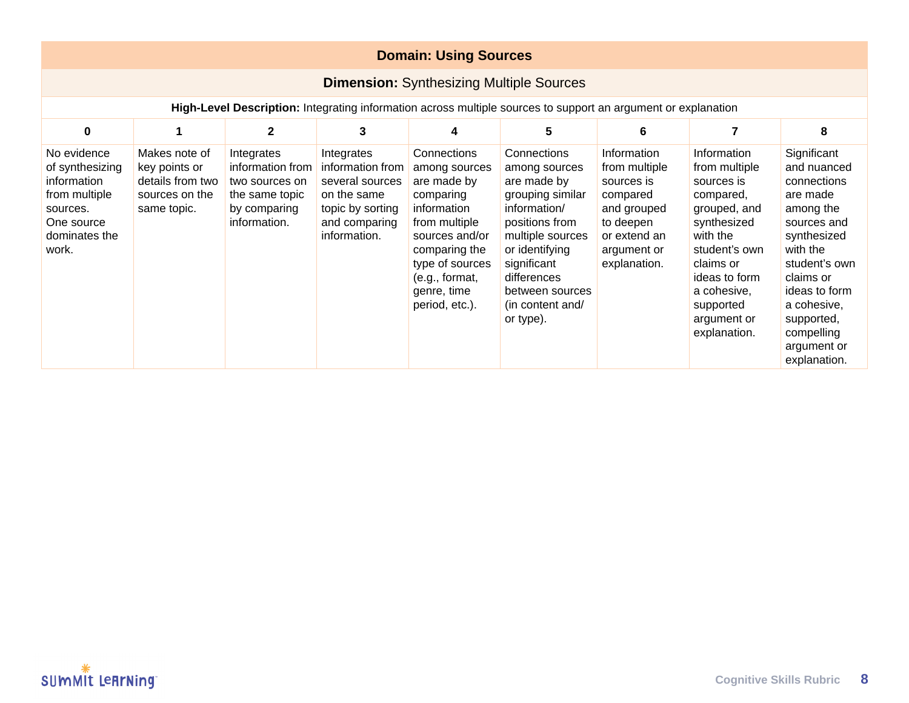| **Domain: Using Sources** | | | | | | | | |
|---|---|---|---|---|---|---|---|---|
| **Dimension:** Synthesizing Multiple Sources | | | | | | | | |
| **High-Level Description:** Integrating information across multiple sources to support an argument or explanation | | | | | | | | |
| **0** | **1** | **2** | **3** | **4** | **5** | **6** | **7** | **8** |
| No evidence of synthesizing information from multiple sources. One source dominates the work. | Makes note of key points or details from two sources on the same topic. | Integrates information from two sources on the same topic by comparing information. | Integrates information from several sources on the same topic by sorting and comparing information. | Connections among sources are made by comparing information from multiple sources and/or comparing the type of sources (e.g., format, genre, time period, etc.). | Connections among sources are made by grouping similar information/ positions from multiple sources or identifying significant differences between sources (in content and/ or type). | Information from multiple sources is compared and grouped to deepen or extend an argument or explanation. | Information from multiple sources is compared, grouped, and synthesized with the student's own claims or ideas to form a cohesive, supported argument or explanation. | Significant and nuanced connections are made among the sources and synthesized with the student's own claims or ideas to form a cohesive, supported, compelling argument or explanation. |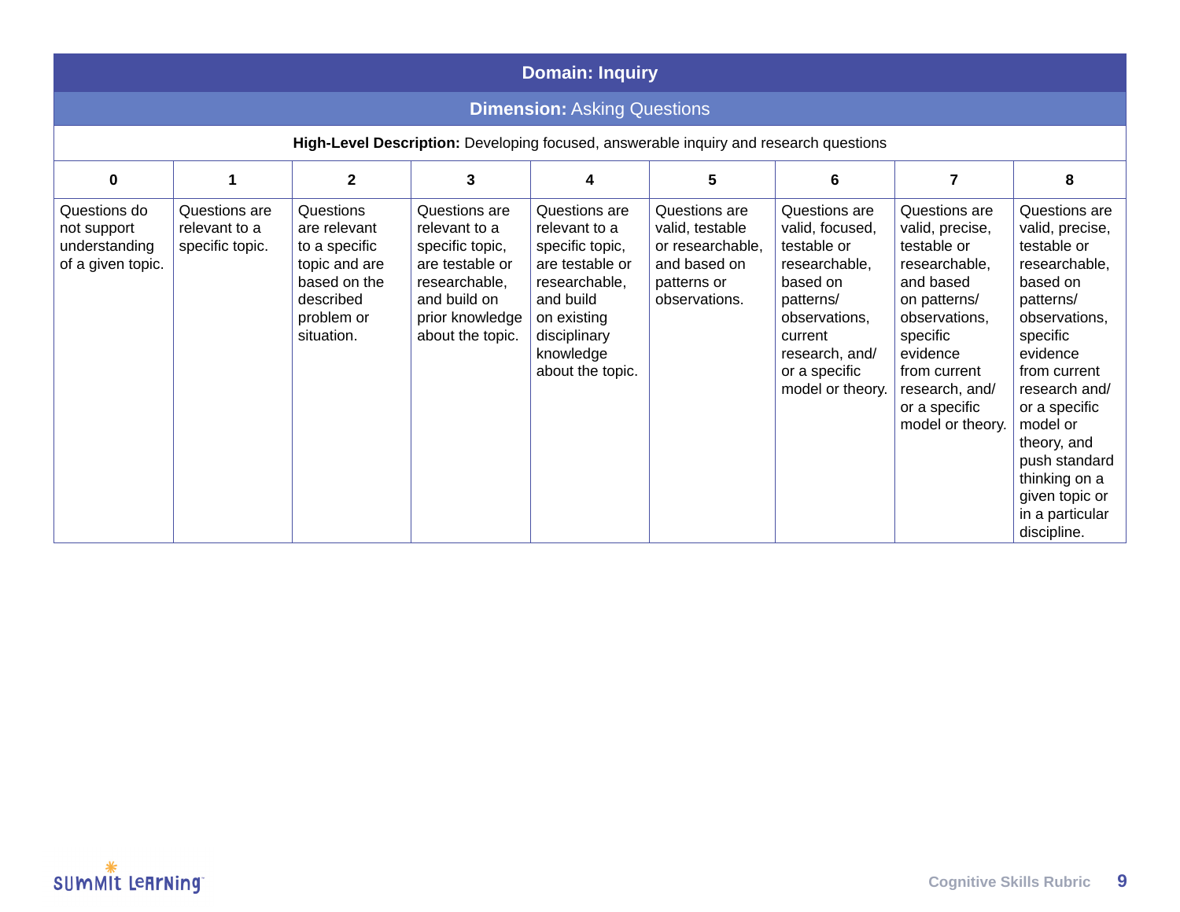| Domain: Inquiry | | | | | | | | |
|---|---|---|---|---|---|---|---|---|
| **Dimension:** Asking Questions | | | | | | | | |
| **High-Level Description:** Developing focused, answerable inquiry and research questions | | | | | | | | |
| **0** | **1** | **2** | **3** | **4** | **5** | **6** | **7** | **8** |
| Questions do not support understanding of a given topic. | Questions are relevant to a specific topic. | Questions are relevant to a specific topic and are based on the described problem or situation. | Questions are relevant to a specific topic, are testable or researchable, and build on prior knowledge about the topic. | Questions are relevant to a specific topic, are testable or researchable, and build on existing disciplinary knowledge about the topic. | Questions are valid, testable or researchable, and based on patterns or observations. | Questions are valid, focused, testable or researchable, based on patterns/ observations, current research, and/ or a specific model or theory. | Questions are valid, precise, testable or researchable, and based on patterns/ observations, specific evidence from current research, and/ or a specific model or theory. | Questions are valid, precise, testable or researchable, based on patterns/ observations, specific evidence from current research and/ or a specific model or theory, and push standard thinking on a given topic or in a particular discipline. |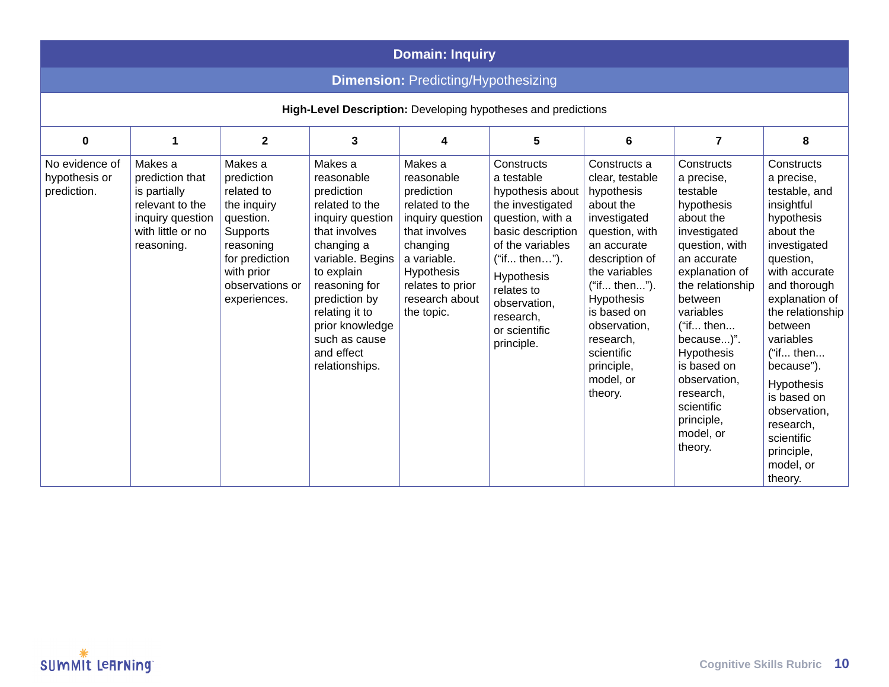## Domain: Inquiry

### Dimension: Predicting/Hypothesizing

**High-Level Description:** Developing hypotheses and predictions

| 0 | 1 | 2 | 3 | 4 | 5 | 6 | 7 | 8 |
|---|---|---|---|---|---|---|---|---|
| No evidence of hypothesis or prediction. | Makes a prediction that is partially relevant to the inquiry question with little or no reasoning. | Makes a prediction related to the inquiry question. Supports reasoning for prediction with prior observations or experiences. | Makes a reasonable prediction related to the inquiry question that involves changing a variable. Begins to explain reasoning for prediction by relating it to prior knowledge such as cause and effect relationships. | Makes a reasonable prediction related to the inquiry question that involves changing a variable. Hypothesis relates to prior research about the topic. | Constructs a testable hypothesis about the investigated question, with a basic description of the variables ("if… then…"). Hypothesis relates to observation, research, or scientific principle. | Constructs a clear, testable hypothesis about the investigated question, with an accurate description of the variables ("if... then..."). Hypothesis is based on observation, research, scientific principle, model, or theory. | Constructs a precise, testable hypothesis about the investigated question, with an accurate explanation of the relationship between variables ("if... then... because...)". Hypothesis is based on observation, research, scientific principle, model, or theory. | Constructs a precise, testable, and insightful hypothesis about the investigated question, with accurate and thorough explanation of the relationship between variables ("if... then... because"). Hypothesis is based on observation, research, scientific principle, model, or theory. |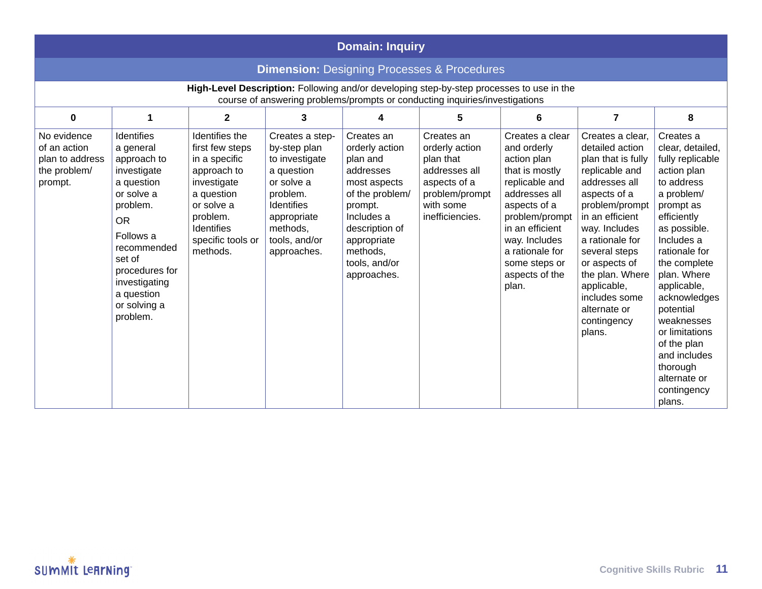| Domain: Inquiry | | | | | | | | |
|---|---|---|---|---|---|---|---|---|
| **Dimension:** Designing Processes & Procedures | | | | | | | | |
| **High-Level Description:** Following and/or developing step-by-step processes to use in the course of answering problems/prompts or conducting inquiries/investigations | | | | | | | | |
| **0** | **1** | **2** | **3** | **4** | **5** | **6** | **7** | **8** |
| No evidence of an action plan to address the problem/ prompt. | Identifies a general approach to investigate a question or solve a problem. OR Follows a recommended set of procedures for investigating a question or solving a problem. | Identifies the first few steps in a specific approach to investigate a question or solve a problem. Identifies specific tools or methods. | Creates a step-by-step plan to investigate a question or solve a problem. Identifies appropriate methods, tools, and/or approaches. | Creates an orderly action plan and addresses most aspects of the problem/ prompt. Includes a description of appropriate methods, tools, and/or approaches. | Creates an orderly action plan that addresses all aspects of a problem/prompt with some inefficiencies. | Creates a clear and orderly action plan that is mostly replicable and addresses all aspects of a problem/prompt in an efficient way. Includes a rationale for some steps or aspects of the plan. | Creates a clear, detailed action plan that is fully replicable and addresses all aspects of a problem/prompt in an efficient way. Includes a rationale for several steps or aspects of the plan. Where applicable, includes some alternate or contingency plans. | Creates a clear, detailed, fully replicable action plan to address a problem/ prompt as efficiently as possible. Includes a rationale for the complete plan. Where applicable, acknowledges potential weaknesses or limitations of the plan and includes thorough alternate or contingency plans. |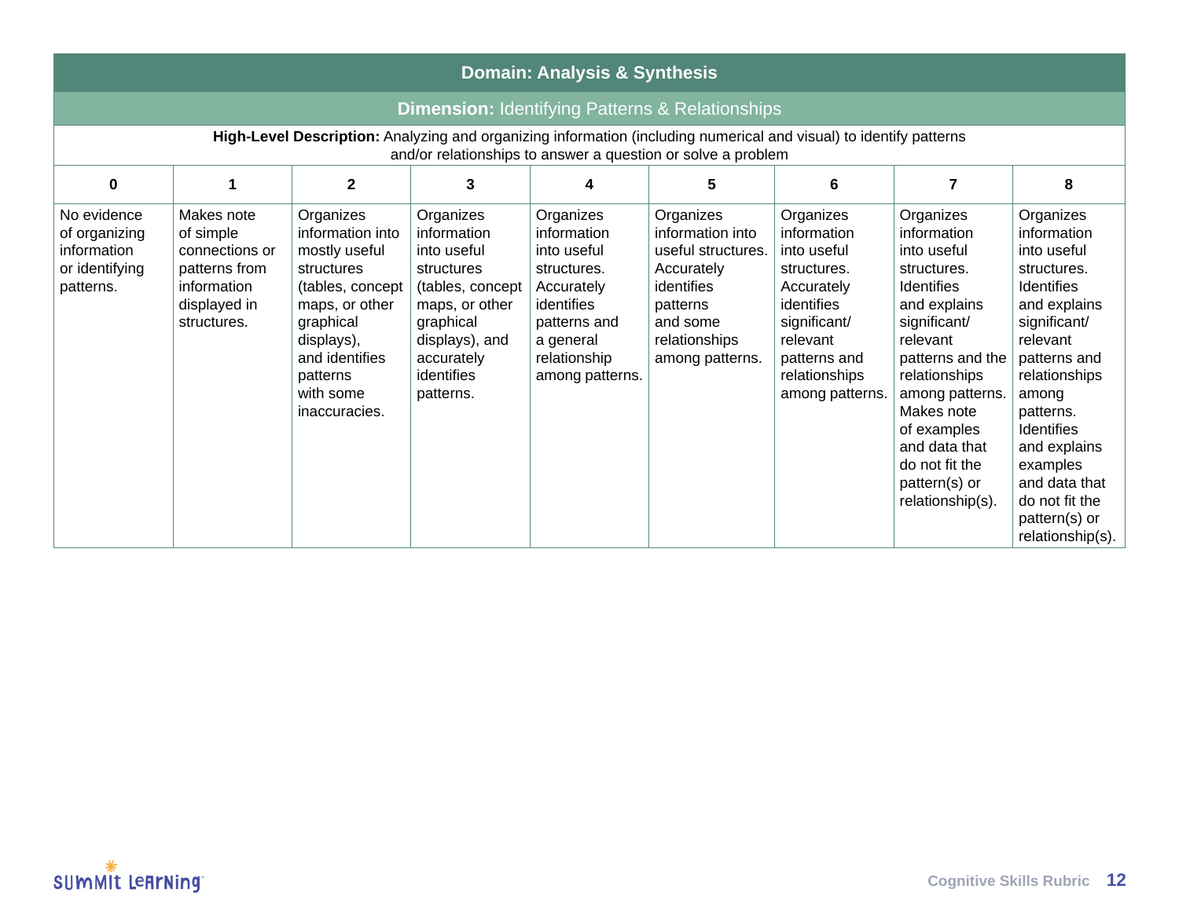## Domain: Analysis & Synthesis

### **Dimension:** Identifying Patterns & Relationships

**High-Level Description:** Analyzing and organizing information (including numerical and visual) to identify patterns and/or relationships to answer a question or solve a problem

| 0 | 1 | 2 | 3 | 4 | 5 | 6 | 7 | 8 |
|---|---|---|---|---|---|---|---|---|
| No evidence of organizing information or identifying patterns. | Makes note of simple connections or patterns from information displayed in structures. | Organizes information into mostly useful structures (tables, concept maps, or other graphical displays), and identifies patterns with some inaccuracies. | Organizes information into useful structures (tables, concept maps, or other graphical displays), and accurately identifies patterns. | Organizes information into useful structures. Accurately identifies patterns and a general relationship among patterns. | Organizes information into useful structures. Accurately identifies patterns and some relationships among patterns. | Organizes information into useful structures. Accurately identifies significant/ relevant patterns and relationships among patterns. | Organizes information into useful structures. Identifies and explains significant/ relevant patterns and the relationships among patterns. Makes note of examples and data that do not fit the pattern(s) or relationship(s). | Organizes information into useful structures. Identifies and explains significant/ relevant patterns and relationships among patterns. Identifies and explains examples and data that do not fit the pattern(s) or relationship(s). |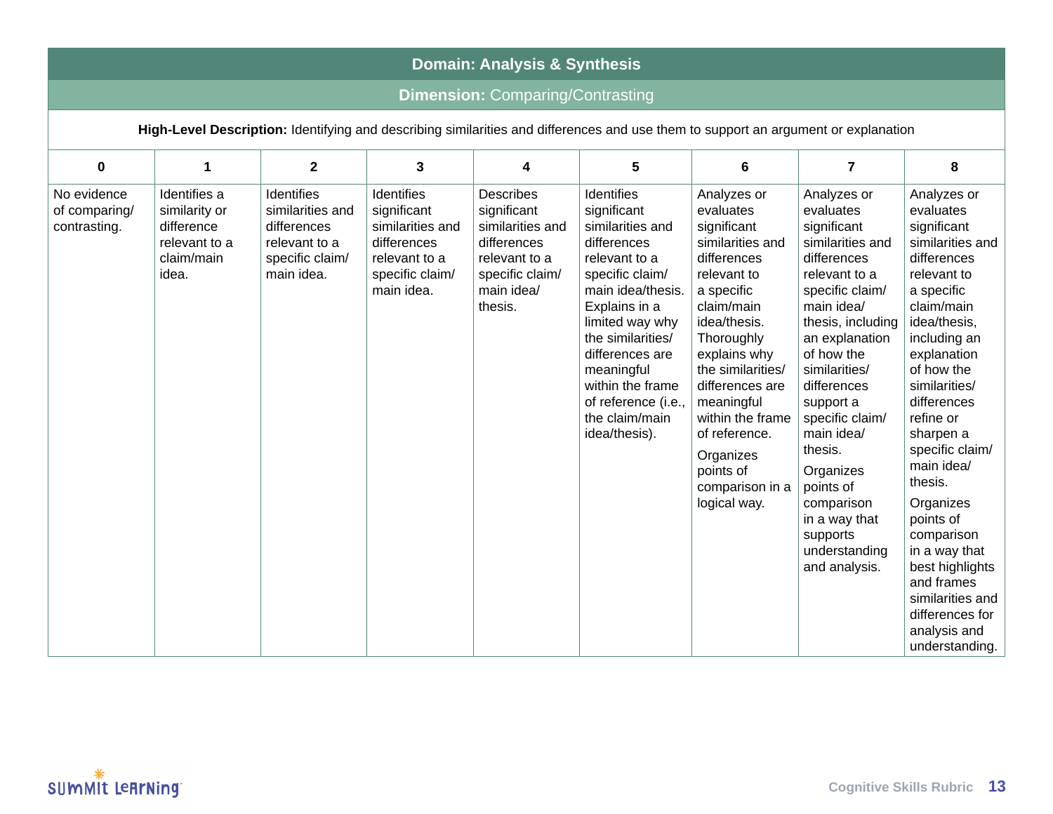## Domain: Analysis & Synthesis

### Dimension: Comparing/Contrasting

**High-Level Description:** Identifying and describing similarities and differences and use them to support an argument or explanation

| 0 | 1 | 2 | 3 | 4 | 5 | 6 | 7 | 8 |
|---|---|---|---|---|---|---|---|---|
| No evidence of comparing/ contrasting. | Identifies a similarity or difference relevant to a claim/main idea. | Identifies similarities and differences relevant to a specific claim/ main idea. | Identifies significant similarities and differences relevant to a specific claim/ main idea. | Describes significant similarities and differences relevant to a specific claim/ main idea/ thesis. | Identifies significant similarities and differences relevant to a specific claim/ main idea/thesis. Explains in a limited way why the similarities/ differences are meaningful within the frame of reference (i.e., the claim/main idea/thesis). | Analyzes or evaluates significant similarities and differences relevant to a specific claim/main idea/thesis. Thoroughly explains why the similarities/ differences are meaningful within the frame of reference. Organizes points of comparison in a logical way. | Analyzes or evaluates significant similarities and differences relevant to a specific claim/ main idea/ thesis, including an explanation of how the similarities/ differences support a specific claim/ main idea/ thesis. Organizes points of comparison in a way that supports understanding and analysis. | Analyzes or evaluates significant similarities and differences relevant to a specific claim/main idea/thesis, including an explanation of how the similarities/ differences refine or sharpen a specific claim/ main idea/ thesis. Organizes points of comparison in a way that best highlights and frames similarities and differences for analysis and understanding. |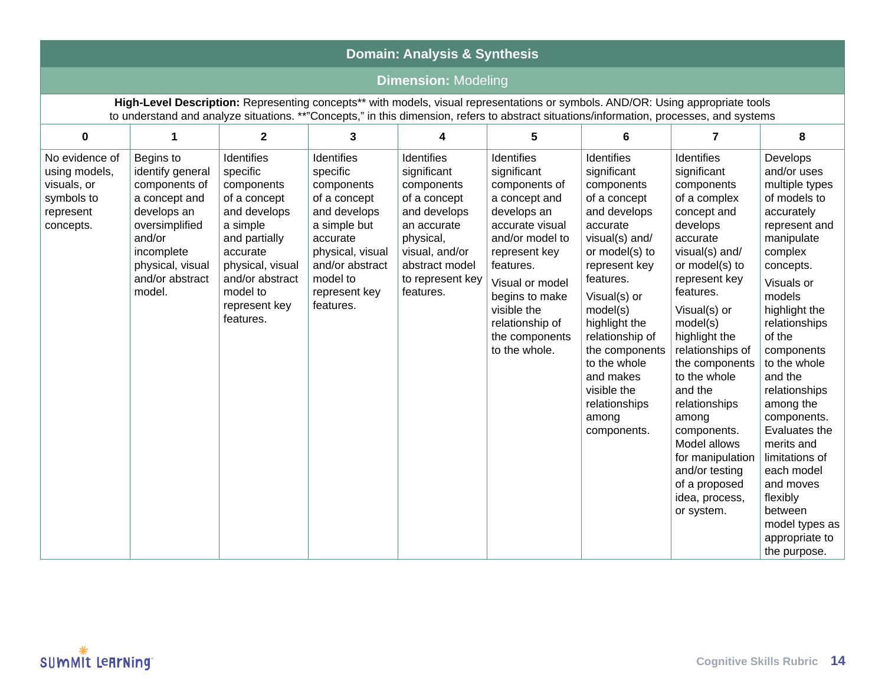## Domain: Analysis & Synthesis

### Dimension: Modeling

**High-Level Description:** Representing concepts** with models, visual representations or symbols. AND/OR: Using appropriate tools to understand and analyze situations. **"Concepts," in this dimension, refers to abstract situations/information, processes, and systems

| 0 | 1 | 2 | 3 | 4 | 5 | 6 | 7 | 8 |
|---|---|---|---|---|---|---|---|---|
| No evidence of using models, visuals, or symbols to represent concepts. | Begins to identify general components of a concept and develops an oversimplified and/or incomplete physical, visual and/or abstract model. | Identifies specific components of a concept and develops a simple and partially accurate physical, visual and/or abstract model to represent key features. | Identifies specific components of a concept and develops a simple but accurate physical, visual and/or abstract model to represent key features. | Identifies significant components of a concept and develops an accurate physical, visual, and/or abstract model to represent key features. | Identifies significant components of a concept and develops an accurate visual and/or model to represent key features. Visual or model begins to make visible the relationship of the components to the whole. | Identifies significant components of a concept and develops accurate visual(s) and/or model(s) to represent key features. Visual(s) or model(s) highlight the relationship of the components to the whole and makes visible the relationships among components. | Identifies significant components of a complex concept and develops accurate visual(s) and/or model(s) to represent key features. Visual(s) or model(s) highlight the relationships of the components to the whole and the relationships among components. Model allows for manipulation and/or testing of a proposed idea, process, or system. | Develops and/or uses multiple types of models to accurately represent and manipulate complex concepts. Visuals or models highlight the relationships of the components to the whole and the relationships among the components. Evaluates the merits and limitations of each model and moves flexibly between model types as appropriate to the purpose. |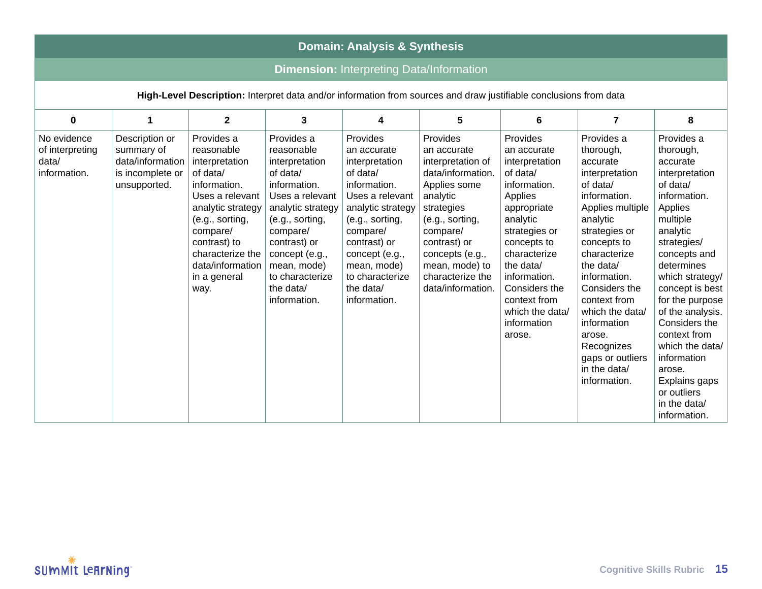## Domain: Analysis & Synthesis

### Dimension: Interpreting Data/Information

**High-Level Description:** Interpret data and/or information from sources and draw justifiable conclusions from data

| 0 | 1 | 2 | 3 | 4 | 5 | 6 | 7 | 8 |
|---|---|---|---|---|---|---|---|---|
| No evidence of interpreting data/ information. | Description or summary of data/information is incomplete or unsupported. | Provides a reasonable interpretation of data/ information. Uses a relevant analytic strategy (e.g., sorting, compare/ contrast) to characterize the data/information in a general way. | Provides a reasonable interpretation of data/ information. Uses a relevant analytic strategy (e.g., sorting, compare/ contrast) or concept (e.g., mean, mode) to characterize the data/ information. | Provides an accurate interpretation of data/ information. Uses a relevant analytic strategy (e.g., sorting, compare/ contrast) or concept (e.g., mean, mode) to characterize the data/ information. | Provides an accurate interpretation of data/information. Applies some analytic strategies (e.g., sorting, compare/ contrast) or concepts (e.g., mean, mode) to characterize the data/information. | Provides an accurate interpretation of data/ information. Applies appropriate analytic strategies or concepts to characterize the data/ information. Considers the context from which the data/ information arose. | Provides a thorough, accurate interpretation of data/ information. Applies multiple analytic strategies or concepts to characterize the data/ information. Considers the context from which the data/ information arose. Recognizes gaps or outliers in the data/ information. | Provides a thorough, accurate interpretation of data/ information. Applies multiple analytic strategies/ concepts and determines which strategy/ concept is best for the purpose of the analysis. Considers the context from which the data/ information arose. Explains gaps or outliers in the data/ information. |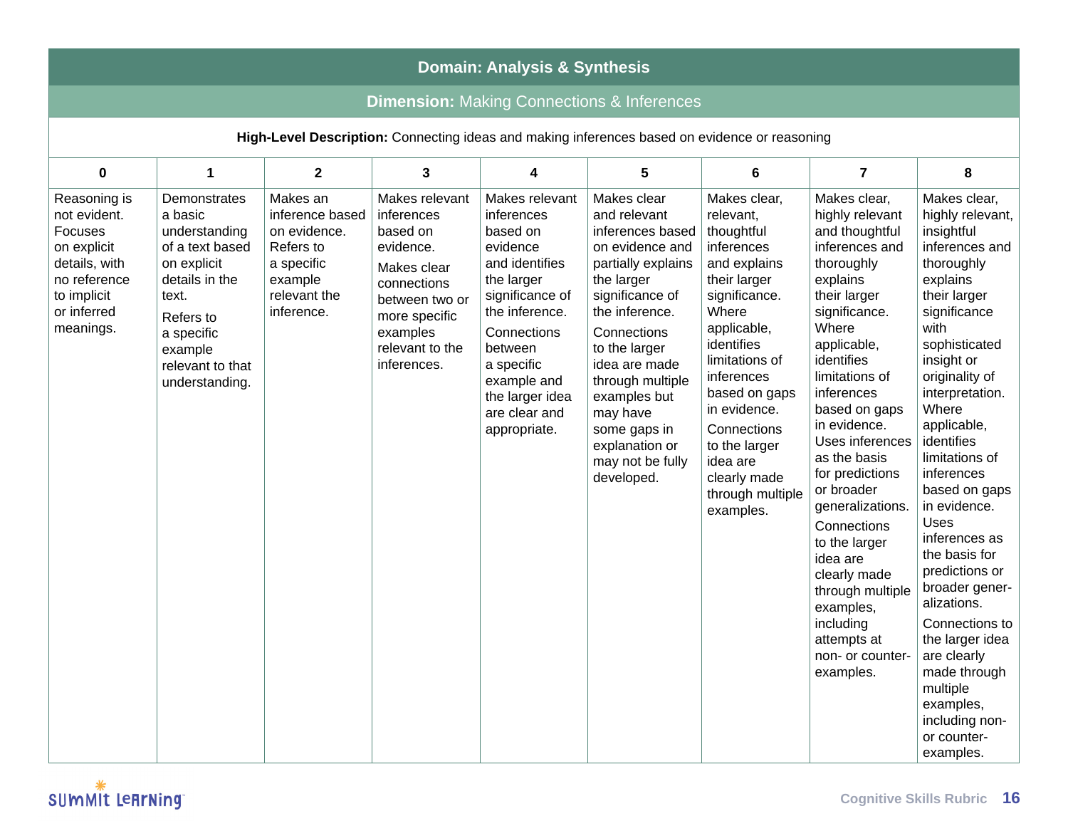## Domain: Analysis & Synthesis

### Dimension: Making Connections & Inferences

**High-Level Description:** Connecting ideas and making inferences based on evidence or reasoning

| 0 | 1 | 2 | 3 | 4 | 5 | 6 | 7 | 8 |
|---|---|---|---|---|---|---|---|---|
| Reasoning is not evident. Focuses on explicit details, with no reference to implicit or inferred meanings. | Demonstrates a basic understanding of a text based on explicit details in the text. Refers to a specific example relevant to that understanding. | Makes an inference based on evidence. Refers to a specific example relevant the inference. | Makes relevant inferences based on evidence. Makes clear connections between two or more specific examples relevant to the inferences. | Makes relevant inferences based on evidence and identifies the larger significance of the inference. Connections between a specific example and the larger idea are clear and appropriate. | Makes clear and relevant inferences based on evidence and partially explains the larger significance of the inference. Connections to the larger idea are made through multiple examples but may have some gaps in explanation or may not be fully developed. | Makes clear, relevant, thoughtful inferences and explains their larger significance. Where applicable, identifies limitations of inferences based on gaps in evidence. Connections to the larger idea are clearly made through multiple examples. | Makes clear, highly relevant and thoughtful inferences and thoroughly explains their larger significance. Where applicable, identifies limitations of inferences based on gaps in evidence. Uses inferences as the basis for predictions or broader generalizations. Connections to the larger idea are clearly made through multiple examples, including attempts at non- or counter-examples. | Makes clear, highly relevant, insightful inferences and thoroughly explains their larger significance with sophisticated insight or originality of interpretation. Where applicable, identifies limitations of inferences based on gaps in evidence. Uses inferences as the basis for predictions or broader generalizations. Connections to the larger idea are clearly made through multiple examples, including non- or counter-examples. |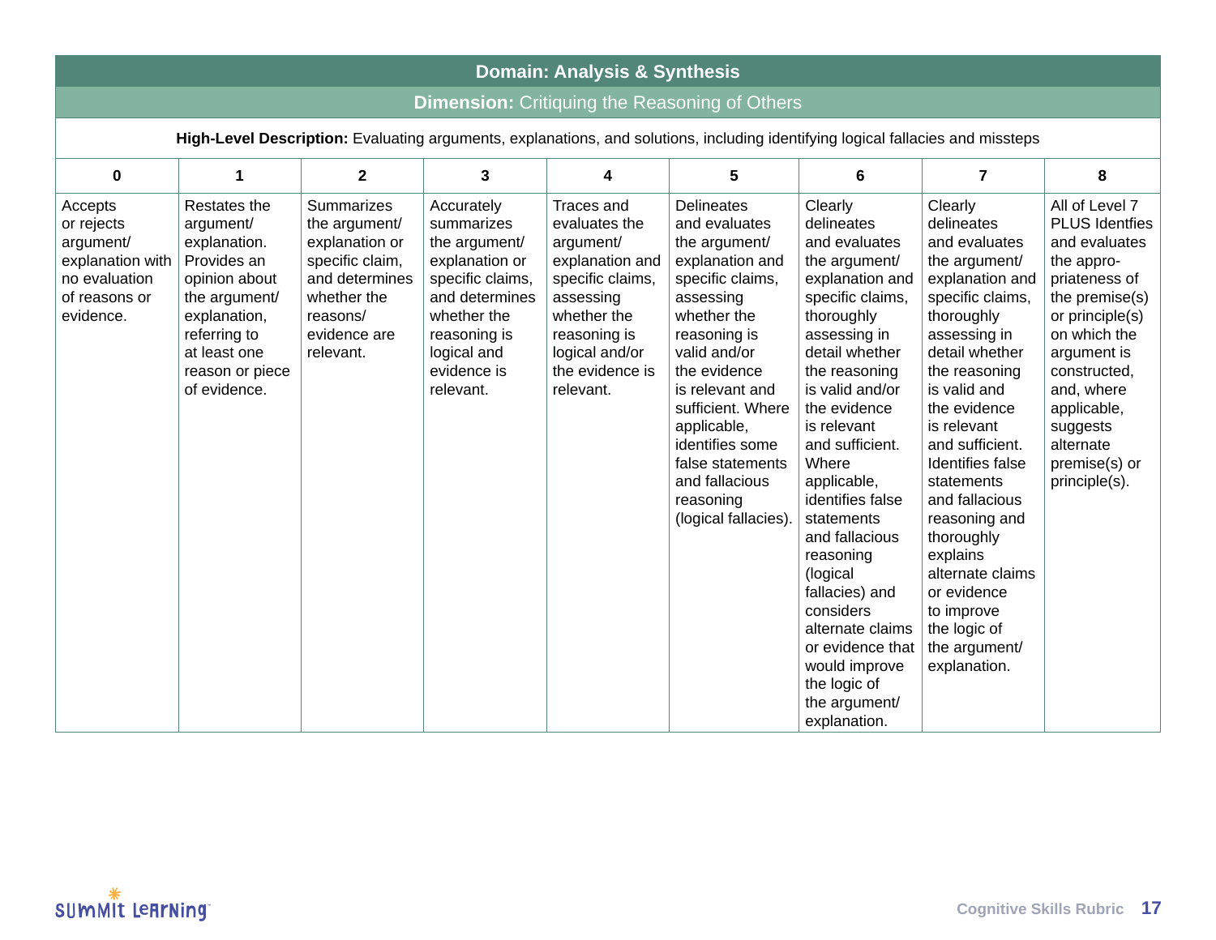## Domain: Analysis & Synthesis

### **Dimension:** Critiquing the Reasoning of Others

**High-Level Description:** Evaluating arguments, explanations, and solutions, including identifying logical fallacies and missteps

| 0 | 1 | 2 | 3 | 4 | 5 | 6 | 7 | 8 |
|---|---|---|---|---|---|---|---|---|
| Accepts or rejects argument/ explanation with no evaluation of reasons or evidence. | Restates the argument/ explanation. Provides an opinion about the argument/ explanation, referring to at least one reason or piece of evidence. | Summarizes the argument/ explanation or specific claim, and determines whether the reasons/ evidence are relevant. | Accurately summarizes the argument/ explanation or specific claims, and determines whether the reasoning is logical and evidence is relevant. | Traces and evaluates the argument/ explanation and specific claims, assessing whether the reasoning is logical and/or the evidence is relevant. | Delineates and evaluates the argument/ explanation and specific claims, assessing whether the reasoning is valid and/or the evidence is relevant and sufficient. Where applicable, identifies some false statements and fallacious reasoning (logical fallacies). | Clearly delineates and evaluates the argument/ explanation and specific claims, thoroughly assessing in detail whether the reasoning is valid and/or the evidence is relevant and sufficient. Where applicable, identifies false statements and fallacious reasoning (logical fallacies) and considers alternate claims or evidence that would improve the logic of the argument/ explanation. | Clearly delineates and evaluates the argument/ explanation and specific claims, thoroughly assessing in detail whether the reasoning is valid and the evidence is relevant and sufficient. Identifies false statements and fallacious reasoning and thoroughly explains alternate claims or evidence to improve the logic of the argument/ explanation. | All of Level 7 PLUS Identfies and evaluates the appro-priateness of the premise(s) or principle(s) on which the argument is constructed, and, where applicable, suggests alternate premise(s) or principle(s). |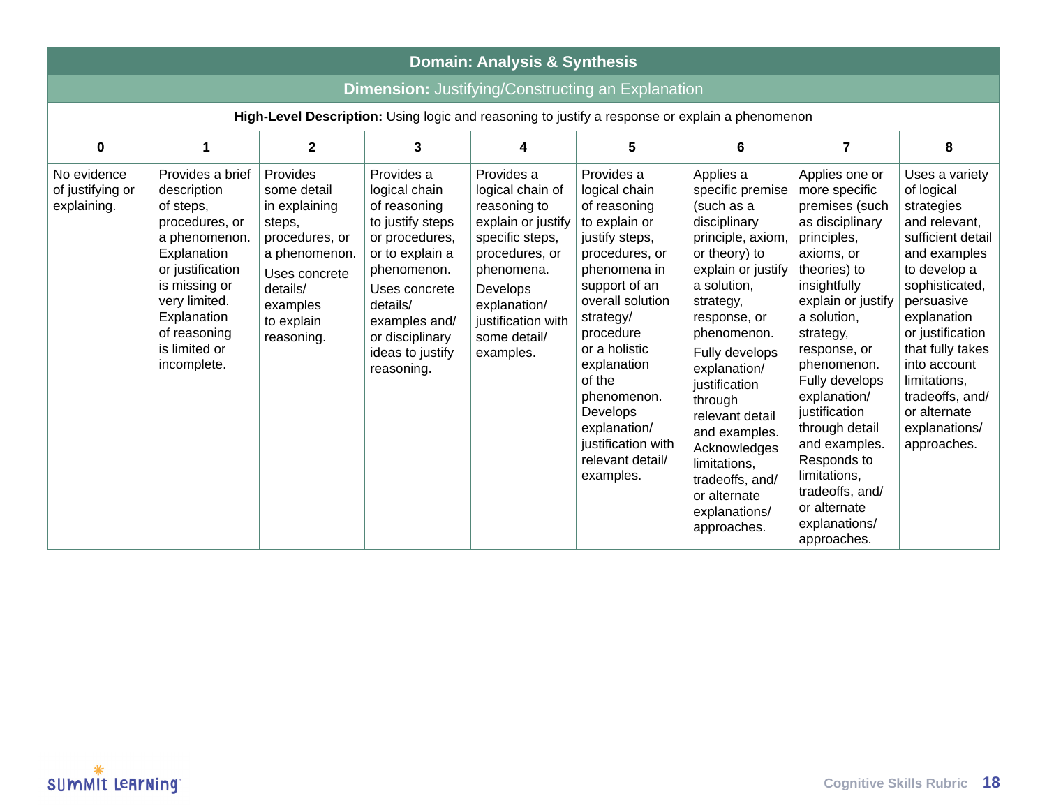| Domain: Analysis & Synthesis | | | | | | | | |
|---|---|---|---|---|---|---|---|---|
| **Dimension:** Justifying/Constructing an Explanation | | | | | | | | |
| **High-Level Description:** Using logic and reasoning to justify a response or explain a phenomenon | | | | | | | | |
| **0** | **1** | **2** | **3** | **4** | **5** | **6** | **7** | **8** |
| No evidence of justifying or explaining. | Provides a brief description of steps, procedures, or a phenomenon. Explanation or justification is missing or very limited. Explanation of reasoning is limited or incomplete. | Provides some detail in explaining steps, procedures, or a phenomenon. Uses concrete details/ examples to explain reasoning. | Provides a logical chain of reasoning to justify steps or procedures, or to explain a phenomenon. Uses concrete details/ examples and/ or disciplinary ideas to justify reasoning. | Provides a logical chain of reasoning to explain or justify specific steps, procedures, or phenomena. Develops explanation/ justification with some detail/ examples. | Provides a logical chain of reasoning to explain or justify steps, procedures, or phenomena in support of an overall solution strategy/ procedure or a holistic explanation of the phenomenon. Develops explanation/ justification with relevant detail/ examples. | Applies a specific premise (such as a disciplinary principle, axiom, or theory) to explain or justify a solution, strategy, response, or phenomenon. Fully develops explanation/ justification through relevant detail and examples. Acknowledges limitations, tradeoffs, and/ or alternate explanations/ approaches. | Applies one or more specific premises (such as disciplinary principles, axioms, or theories) to insightfully explain or justify a solution, strategy, response, or phenomenon. Fully develops explanation/ justification through detail and examples. Responds to limitations, tradeoffs, and/ or alternate explanations/ approaches. | Uses a variety of logical strategies and relevant, sufficient detail and examples to develop a sophisticated, persuasive explanation or justification that fully takes into account limitations, tradeoffs, and/ or alternate explanations/ approaches. |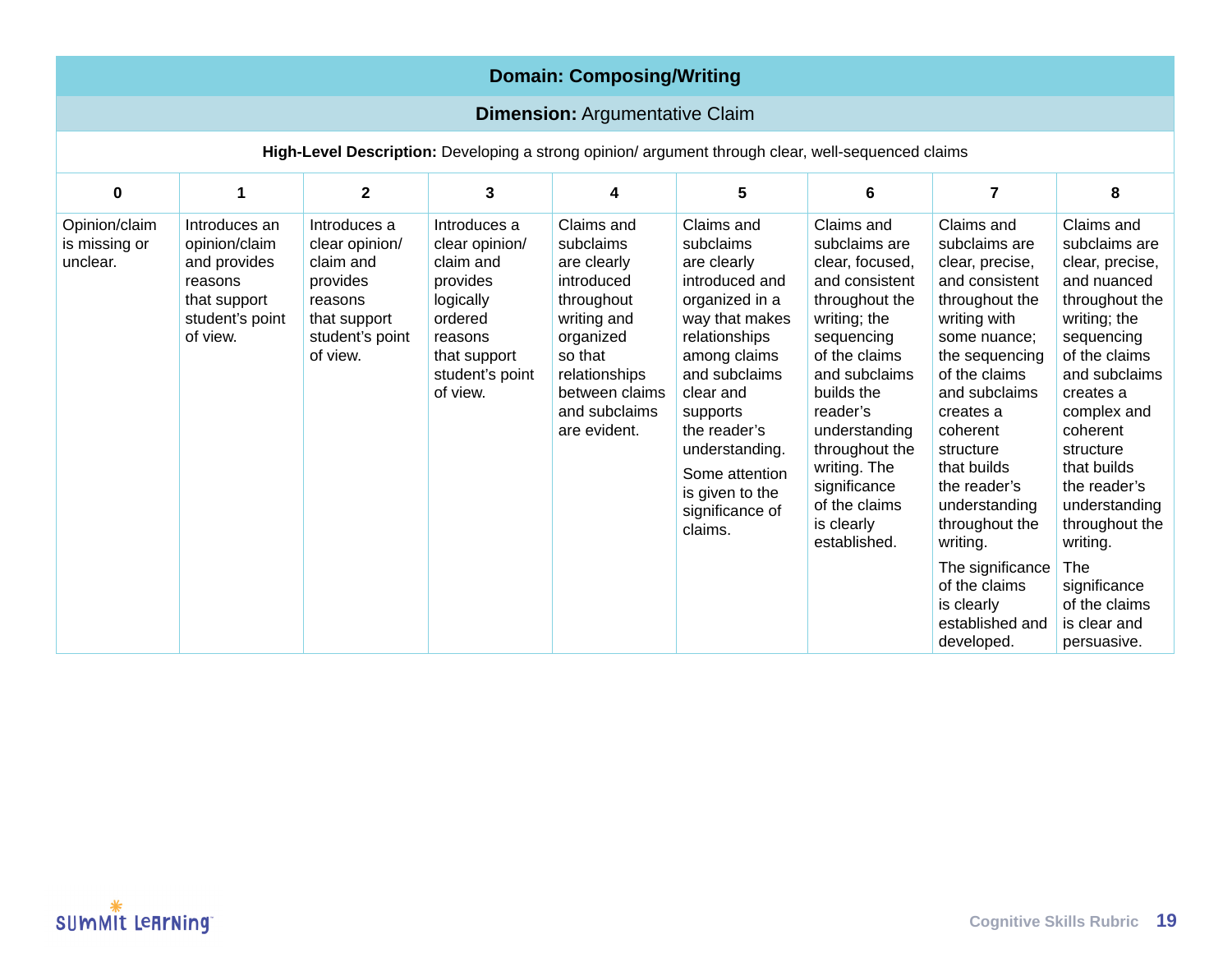## Domain: Composing/Writing

### Dimension: Argumentative Claim

**High-Level Description:** Developing a strong opinion/ argument through clear, well-sequenced claims

| 0 | 1 | 2 | 3 | 4 | 5 | 6 | 7 | 8 |
|---|---|---|---|---|---|---|---|---|
| Opinion/claim is missing or unclear. | Introduces an opinion/claim and provides reasons that support student's point of view. | Introduces a clear opinion/ claim and provides reasons that support student's point of view. | Introduces a clear opinion/ claim and provides logically ordered reasons that support student's point of view. | Claims and subclaims are clearly introduced throughout writing and organized so that relationships between claims and subclaims are evident. | Claims and subclaims are clearly introduced and organized in a way that makes relationships among claims and subclaims clear and supports the reader's understanding. Some attention is given to the significance of claims. | Claims and subclaims are clear, focused, and consistent throughout the writing; the sequencing of the claims and subclaims builds the reader's understanding throughout the writing. The significance of the claims is clearly established. | Claims and subclaims are clear, precise, and consistent throughout the writing with some nuance; the sequencing of the claims and subclaims creates a coherent structure that builds the reader's understanding throughout the writing. The significance of the claims is clearly established and developed. | Claims and subclaims are clear, precise, and nuanced throughout the writing; the sequencing of the claims and subclaims creates a complex and coherent structure that builds the reader's understanding throughout the writing. The significance of the claims is clear and persuasive. |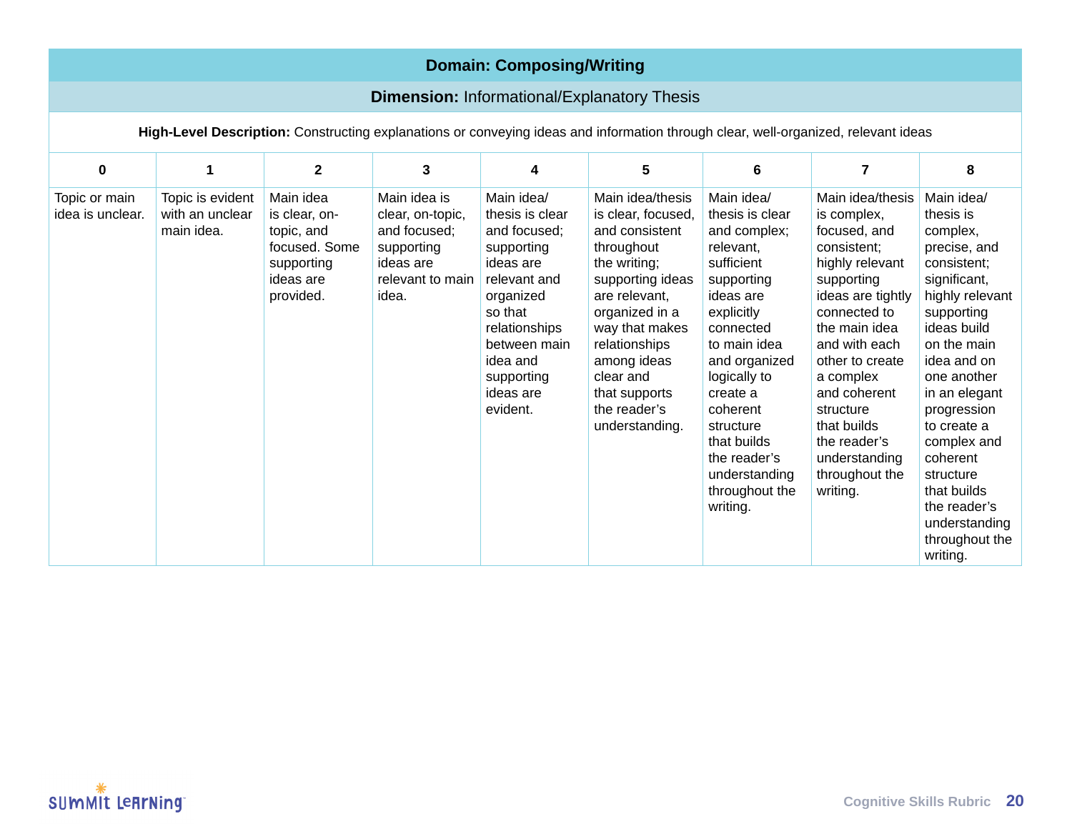| **Domain: Composing/Writing** | | | | | | | | |
|---|---|---|---|---|---|---|---|---|
| **Dimension:** Informational/Explanatory Thesis | | | | | | | | |
| **High-Level Description:** Constructing explanations or conveying ideas and information through clear, well-organized, relevant ideas | | | | | | | | |
| **0** | **1** | **2** | **3** | **4** | **5** | **6** | **7** | **8** |
| Topic or main idea is unclear. | Topic is evident with an unclear main idea. | Main idea is clear, on-topic, and focused. Some supporting ideas are provided. | Main idea is clear, on-topic, and focused; supporting ideas are relevant to main idea. | Main idea/thesis is clear and focused; supporting ideas are relevant and organized so that relationships between main idea and supporting ideas are evident. | Main idea/thesis is clear, focused, and consistent throughout the writing; supporting ideas are relevant, organized in a way that makes relationships among ideas clear and that supports the reader's understanding. | Main idea/thesis is clear and complex; relevant, sufficient supporting ideas are explicitly connected to main idea and organized logically to create a coherent structure that builds the reader's understanding throughout the writing. | Main idea/thesis is complex, focused, and consistent; highly relevant supporting ideas are tightly connected to the main idea and with each other to create a complex and coherent structure that builds the reader's understanding throughout the writing. | Main idea/thesis is complex, precise, and consistent; significant, highly relevant supporting ideas build on the main idea and on one another in an elegant progression to create a complex and coherent structure that builds the reader's understanding throughout the writing. |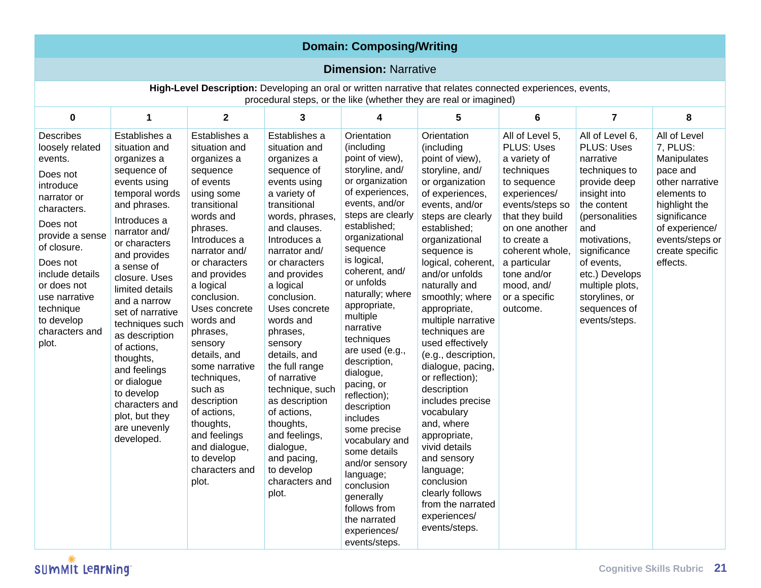## Domain: Composing/Writing

### Dimension: Narrative

**High-Level Description:** Developing an oral or written narrative that relates connected experiences, events, procedural steps, or the like (whether they are real or imagined)

| 0 | 1 | 2 | 3 | 4 | 5 | 6 | 7 | 8 |
|---|---|---|---|---|---|---|---|---|
| Describes loosely related events. Does not introduce narrator or characters. Does not provide a sense of closure. Does not include details or does not use narrative technique to develop characters and plot. | Establishes a situation and organizes a sequence of events using temporal words and phrases. Introduces a narrator and/ or characters and provides a sense of closure. Uses limited details and a narrow set of narrative techniques such as description of actions, thoughts, and feelings or dialogue to develop characters and plot, but they are unevenly developed. | Establishes a situation and organizes a sequence of events using some transitional words and phrases. Introduces a narrator and/ or characters and provides a logical conclusion. Uses concrete words and phrases, sensory details, and some narrative techniques, such as description of actions, thoughts, and feelings and dialogue, to develop characters and plot. | Establishes a situation and organizes a sequence of events using a variety of transitional words, phrases, and clauses. Introduces a narrator and/ or characters and provides a logical conclusion. Uses concrete words and phrases, sensory details, and the full range of narrative technique, such as description of actions, thoughts, and feelings, dialogue, and pacing, to develop characters and plot. | Orientation (including point of view), storyline, and/ or organization of experiences, events, and/or steps are clearly established; organizational sequence is logical, coherent, and/ or unfolds naturally; where appropriate, multiple narrative techniques are used (e.g., description, dialogue, pacing, or reflection); description includes some precise vocabulary and some details and/or sensory language; conclusion generally follows from the narrated experiences/ events/steps. | Orientation (including point of view), storyline, and/ or organization of experiences, events, and/or steps are clearly established; organizational sequence is logical, coherent, and/or unfolds naturally and smoothly; where appropriate, multiple narrative techniques are used effectively (e.g., description, dialogue, pacing, or reflection); description includes precise vocabulary and, where appropriate, vivid details and sensory language; conclusion clearly follows from the narrated experiences/ events/steps. | All of Level 5, PLUS: Uses a variety of techniques to sequence experiences/ events/steps so that they build on one another to create a coherent whole, a particular tone and/or mood, and/ or a specific outcome. | All of Level 6, PLUS: Uses narrative techniques to provide deep insight into the content (personalities and motivations, significance of events, etc.) Develops multiple plots, storylines, or sequences of events/steps. | All of Level 7, PLUS: Manipulates pace and other narrative elements to highlight the significance of experience/ events/steps or create specific effects. |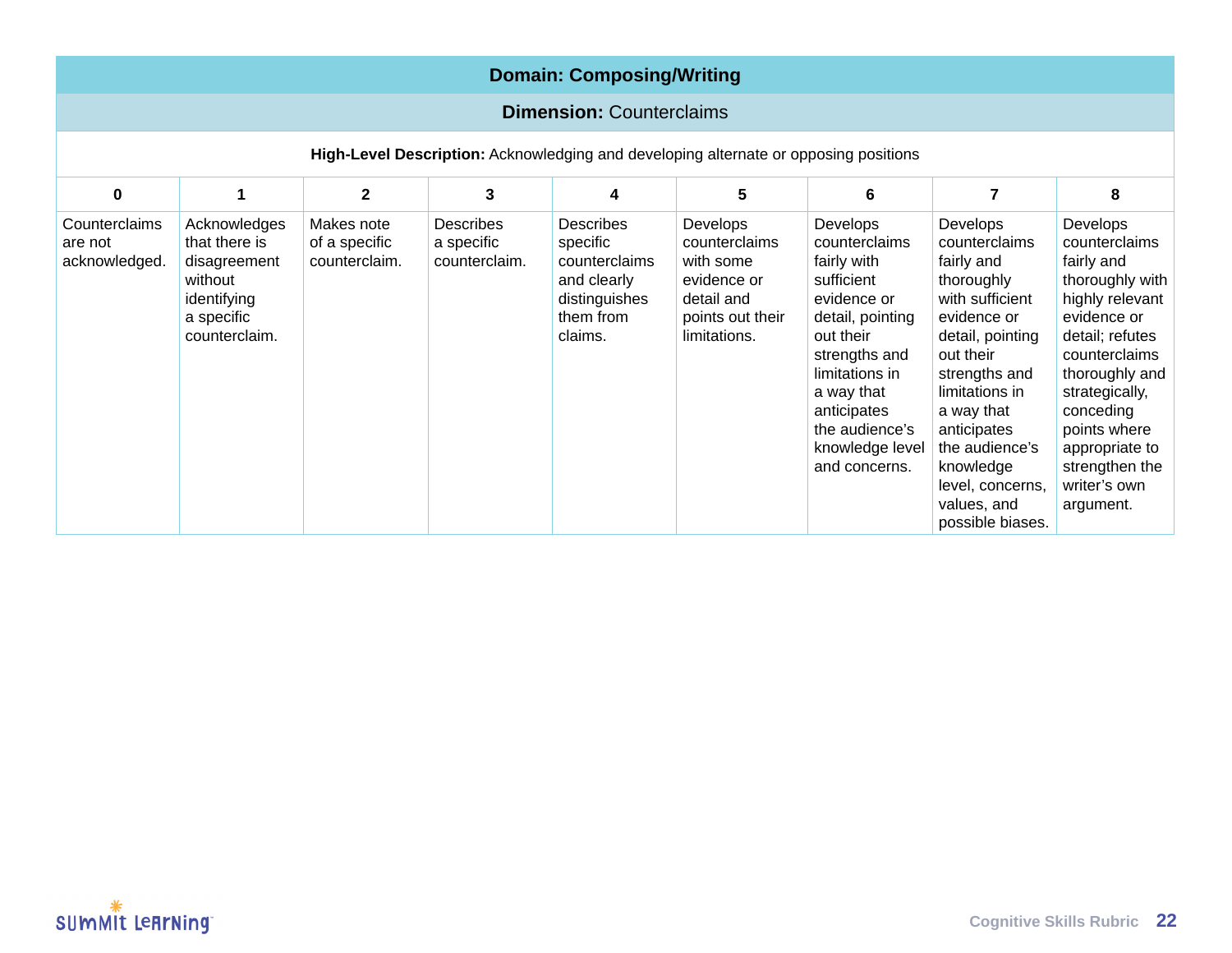**Domain: Composing/Writing**

**Dimension:** Counterclaims

**High-Level Description:** Acknowledging and developing alternate or opposing positions

| 0 | 1 | 2 | 3 | 4 | 5 | 6 | 7 | 8 |
|---|---|---|---|---|---|---|---|---|
| Counterclaims are not acknowledged. | Acknowledges that there is disagreement without identifying a specific counterclaim. | Makes note of a specific counterclaim. | Describes a specific counterclaim. | Describes specific counterclaims and clearly distinguishes them from claims. | Develops counterclaims with some evidence or detail and points out their limitations. | Develops counterclaims fairly with sufficient evidence or detail, pointing out their strengths and limitations in a way that anticipates the audience's knowledge level and concerns. | Develops counterclaims fairly and thoroughly with sufficient evidence or detail, pointing out their strengths and limitations in a way that anticipates the audience's knowledge level, concerns, values, and possible biases. | Develops counterclaims fairly and thoroughly with highly relevant evidence or detail; refutes counterclaims thoroughly and strategically, conceding points where appropriate to strengthen the writer's own argument. |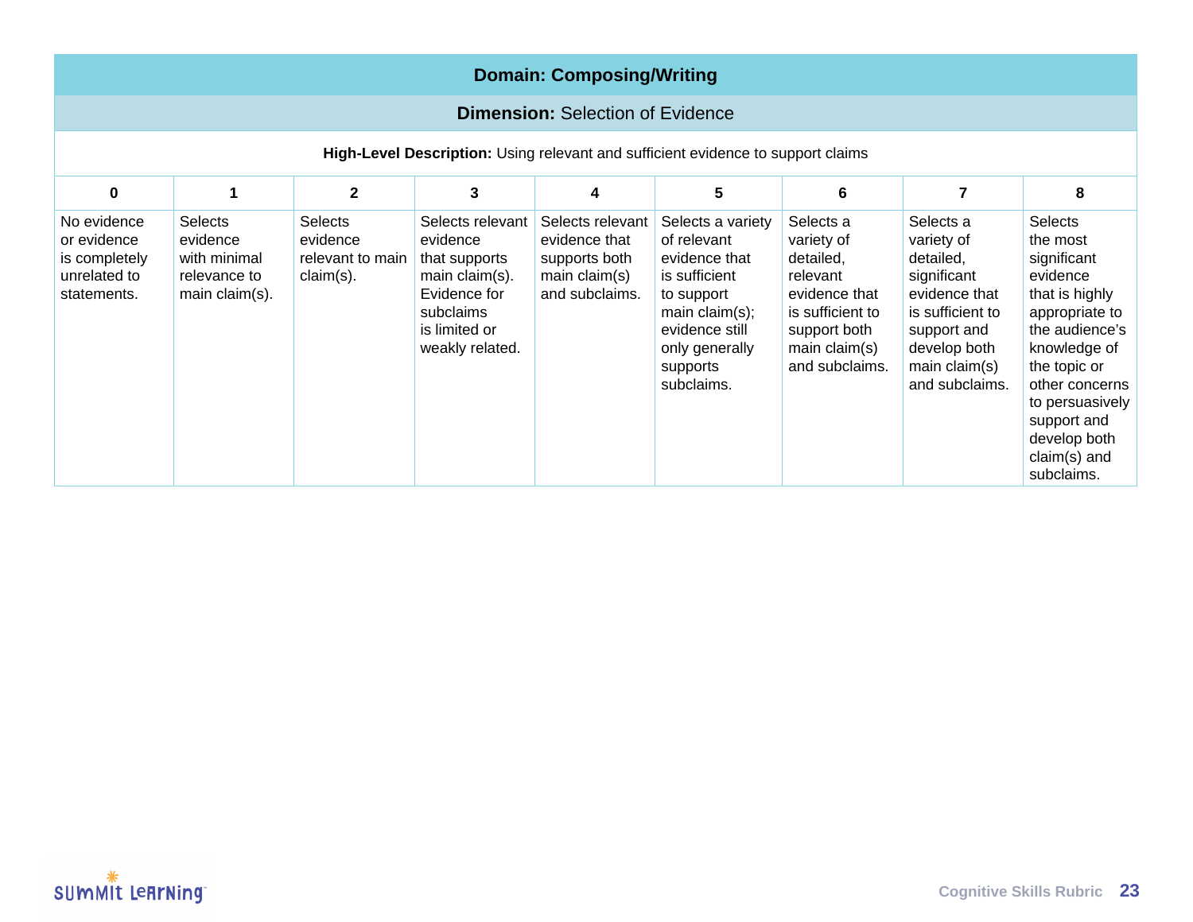| **Domain: Composing/Writing** | | | | | | | | |
|---|---|---|---|---|---|---|---|---|
| **Dimension:** Selection of Evidence | | | | | | | | |
| **High-Level Description:** Using relevant and sufficient evidence to support claims | | | | | | | | |
| **0** | **1** | **2** | **3** | **4** | **5** | **6** | **7** | **8** |
| No evidence or evidence is completely unrelated to statements. | Selects evidence with minimal relevance to main claim(s). | Selects evidence relevant to main claim(s). | Selects relevant evidence that supports main claim(s). Evidence for subclaims is limited or weakly related. | Selects relevant evidence that supports both main claim(s) and subclaims. | Selects a variety of relevant evidence that is sufficient to support main claim(s); evidence still only generally supports subclaims. | Selects a variety of detailed, relevant evidence that is sufficient to support both main claim(s) and subclaims. | Selects a variety of detailed, significant evidence that is sufficient to support and develop both main claim(s) and subclaims. | Selects the most significant evidence that is highly appropriate to the audience's knowledge of the topic or other concerns to persuasively support and develop both claim(s) and subclaims. |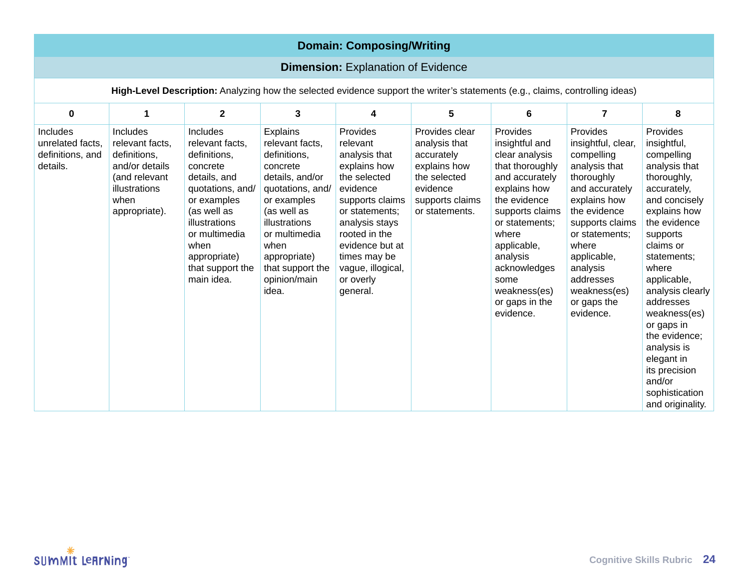**Domain: Composing/Writing**

**Dimension:** Explanation of Evidence

**High-Level Description:** Analyzing how the selected evidence support the writer's statements (e.g., claims, controlling ideas)

| 0 | 1 | 2 | 3 | 4 | 5 | 6 | 7 | 8 |
|---|---|---|---|---|---|---|---|---|
| Includes unrelated facts, definitions, and details. | Includes relevant facts, definitions, and/or details (and relevant illustrations when appropriate). | Includes relevant facts, definitions, concrete details, and quotations, and/or examples (as well as illustrations or multimedia when appropriate) that support the main idea. | Explains relevant facts, definitions, concrete details, and/or quotations, and/or examples (as well as illustrations or multimedia when appropriate) that support the opinion/main idea. | Provides relevant analysis that explains how the selected evidence supports claims or statements; analysis stays rooted in the evidence but at times may be vague, illogical, or overly general. | Provides clear analysis that accurately explains how the selected evidence supports claims or statements. | Provides insightful and clear analysis that thoroughly and accurately explains how the evidence supports claims or statements; where applicable, analysis acknowledges some weakness(es) or gaps in the evidence. | Provides insightful, clear, compelling analysis that thoroughly and accurately explains how the evidence supports claims or statements; where applicable, analysis addresses weakness(es) or gaps the evidence. | Provides insightful, compelling analysis that thoroughly, accurately, and concisely explains how the evidence supports claims or statements; where applicable, analysis clearly addresses weakness(es) or gaps in the evidence; analysis is elegant in its precision and/or sophistication and originality. |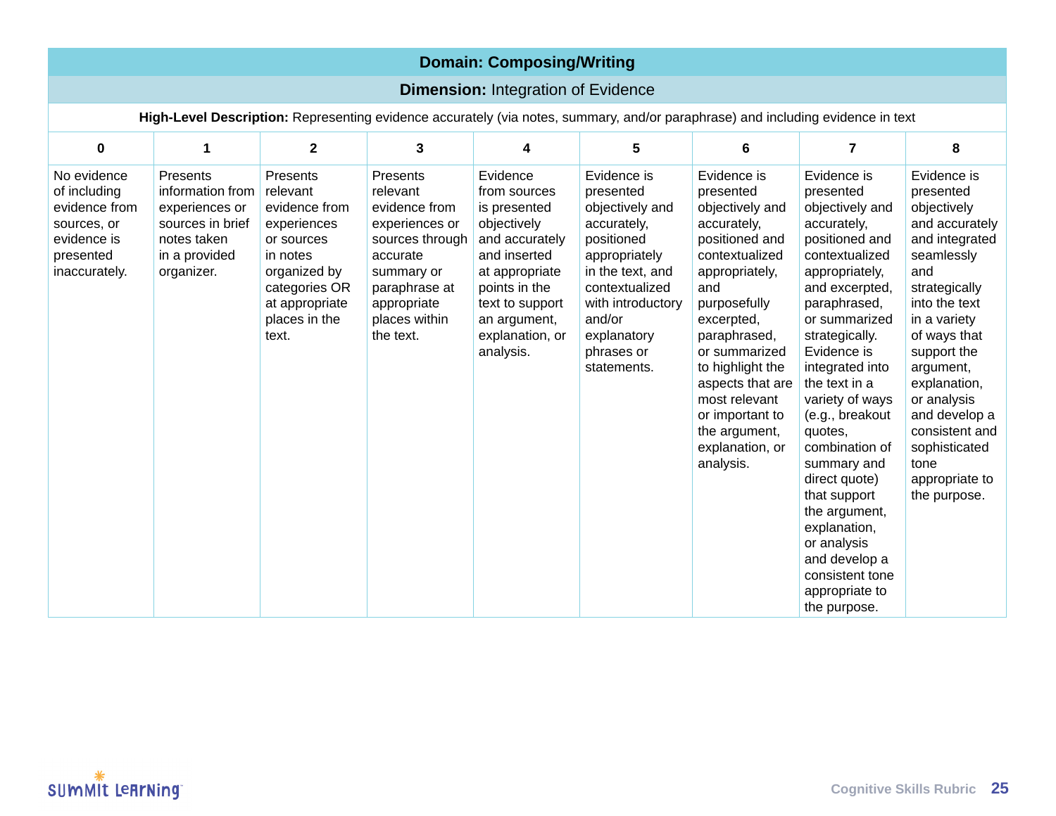| **Domain: Composing/Writing** | | | | | | | | |
|---|---|---|---|---|---|---|---|---|
| **Dimension:** Integration of Evidence | | | | | | | | |
| **High-Level Description:** Representing evidence accurately (via notes, summary, and/or paraphrase) and including evidence in text | | | | | | | | |
| **0** | **1** | **2** | **3** | **4** | **5** | **6** | **7** | **8** |
| No evidence of including evidence from sources, or evidence is presented inaccurately. | Presents information from experiences or sources in brief notes taken in a provided organizer. | Presents relevant evidence from experiences or sources in notes organized by categories OR at appropriate places in the text. | Presents relevant evidence from experiences or sources through accurate summary or paraphrase at appropriate places within the text. | Evidence from sources is presented objectively and accurately and inserted at appropriate points in the text to support an argument, explanation, or analysis. | Evidence is presented objectively and accurately, positioned appropriately in the text, and contextualized with introductory and/or explanatory phrases or statements. | Evidence is presented objectively and accurately, positioned and contextualized appropriately, and purposefully excerpted, paraphrased, or summarized to highlight the aspects that are most relevant or important to the argument, explanation, or analysis. | Evidence is presented objectively and accurately, positioned and contextualized appropriately, and excerpted, paraphrased, or summarized strategically. Evidence is integrated into the text in a variety of ways (e.g., breakout quotes, combination of summary and direct quote) that support the argument, explanation, or analysis and develop a consistent tone appropriate to the purpose. | Evidence is presented objectively and accurately and integrated seamlessly and strategically into the text in a variety of ways that support the argument, explanation, or analysis and develop a consistent and sophisticated tone appropriate to the purpose. |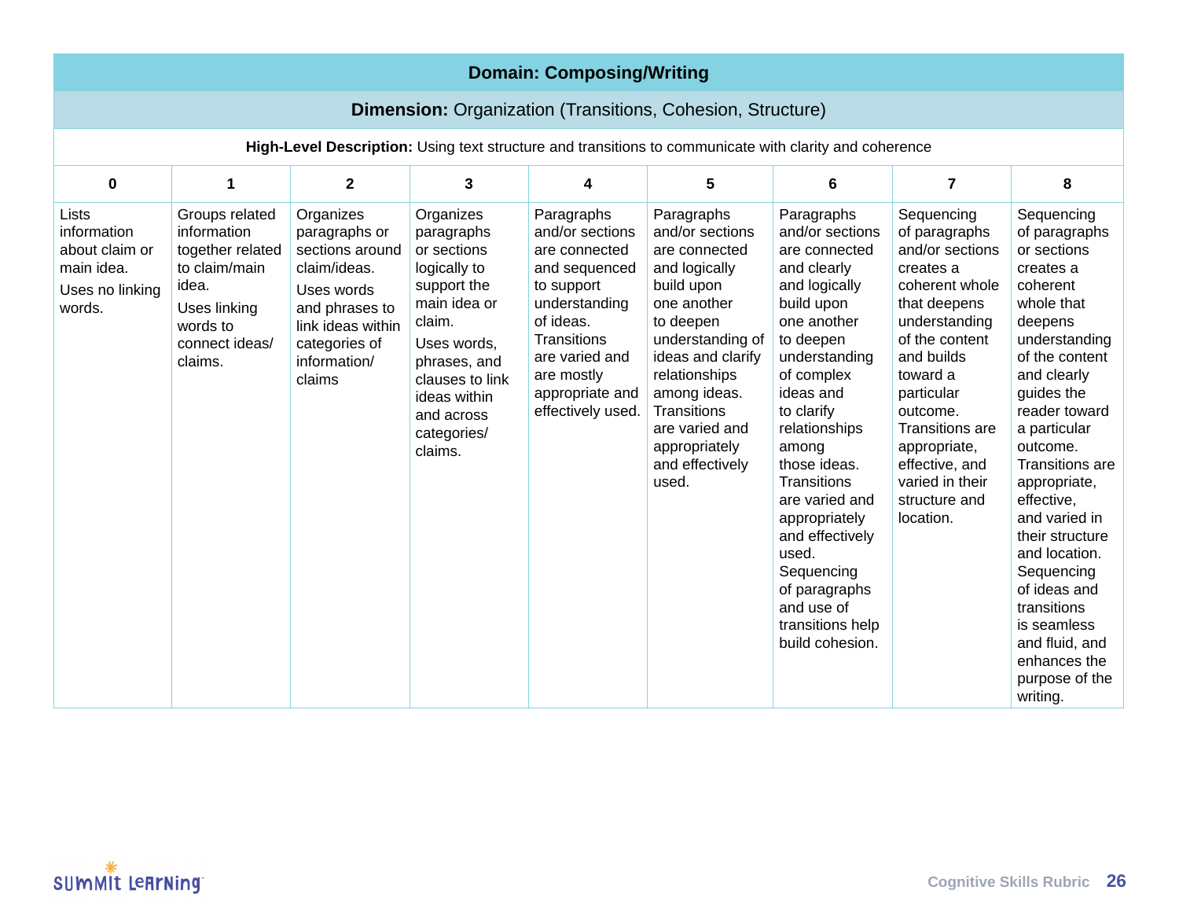| **Domain: Composing/Writing** | | | | | | | | |
|---|---|---|---|---|---|---|---|---|
| **Dimension:** Organization (Transitions, Cohesion, Structure) | | | | | | | | |
| **High-Level Description:** Using text structure and transitions to communicate with clarity and coherence | | | | | | | | |
| **0** | **1** | **2** | **3** | **4** | **5** | **6** | **7** | **8** |
| Lists information about claim or main idea. Uses no linking words. | Groups related information together related to claim/main idea. Uses linking words to connect ideas/ claims. | Organizes paragraphs or sections around claim/ideas. Uses words and phrases to link ideas within categories of information/ claims | Organizes paragraphs or sections logically to support the main idea or claim. Uses words, phrases, and clauses to link ideas within and across categories/ claims. | Paragraphs and/or sections are connected and sequenced to support understanding of ideas. Transitions are varied and are mostly appropriate and effectively used. | Paragraphs and/or sections are connected and logically build upon one another to deepen understanding of ideas and clarify relationships among ideas. Transitions are varied and appropriately and effectively used. | Paragraphs and/or sections are connected and clearly and logically build upon one another to deepen understanding of complex ideas and to clarify relationships among those ideas. Transitions are varied and appropriately and effectively used. Sequencing of paragraphs and use of transitions help build cohesion. | Sequencing of paragraphs and/or sections creates a coherent whole that deepens understanding of the content and builds toward a particular outcome. Transitions are appropriate, effective, and varied in their structure and location. | Sequencing of paragraphs or sections creates a coherent whole that deepens understanding of the content and clearly guides the reader toward a particular outcome. Transitions are appropriate, effective, and varied in their structure and location. Sequencing of ideas and transitions is seamless and fluid, and enhances the purpose of the writing. |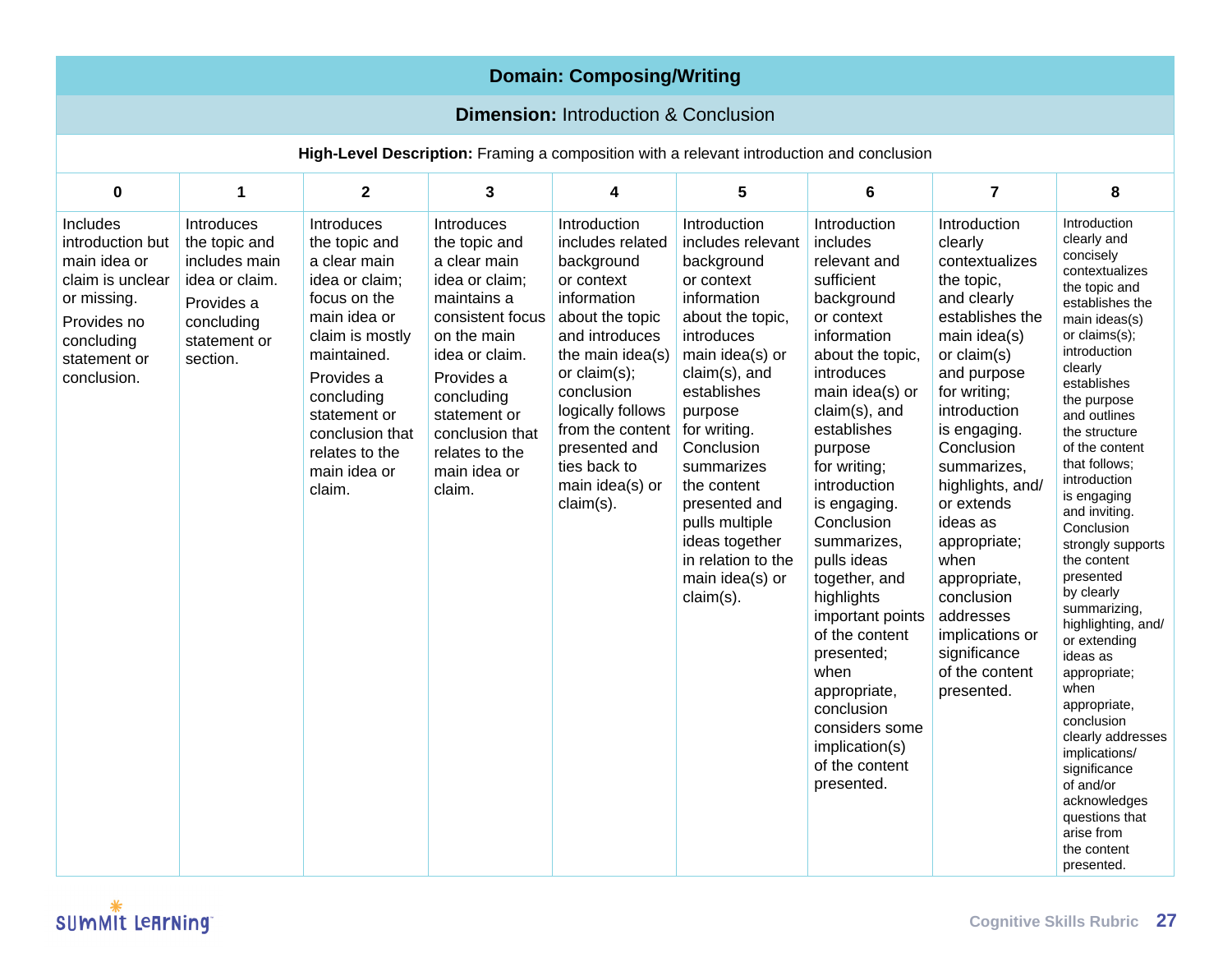## Domain: Composing/Writing

### **Dimension:** Introduction & Conclusion

**High-Level Description:** Framing a composition with a relevant introduction and conclusion

| 0 | 1 | 2 | 3 | 4 | 5 | 6 | 7 | 8 |
|---|---|---|---|---|---|---|---|---|
| Includes introduction but main idea or claim is unclear or missing. Provides no concluding statement or conclusion. | Introduces the topic and includes main idea or claim. Provides a concluding statement or section. | Introduces the topic and a clear main idea or claim; focus on the main idea or claim is mostly maintained. Provides a concluding statement or conclusion that relates to the main idea or claim. | Introduces the topic and a clear main idea or claim; maintains a consistent focus on the main idea or claim. Provides a concluding statement or conclusion that relates to the main idea or claim. | Introduction includes related background or context information about the topic and introduces the main idea(s) or claim(s); conclusion logically follows from the content presented and ties back to main idea(s) or claim(s). | Introduction includes relevant background or context information about the topic, introduces main idea(s) or claim(s), and establishes purpose for writing. Conclusion summarizes the content presented and pulls multiple ideas together in relation to the main idea(s) or claim(s). | Introduction includes relevant and sufficient background or context information about the topic, introduces main idea(s) or claim(s), and establishes purpose for writing; introduction is engaging. Conclusion summarizes, pulls ideas together, and highlights important points of the content presented; when appropriate, conclusion considers some implication(s) of the content presented. | Introduction clearly contextualizes the topic, and clearly establishes the main idea(s) or claim(s) and purpose for writing; introduction is engaging. Conclusion summarizes, highlights, and/or extends ideas as appropriate; when appropriate, conclusion addresses implications or significance of the content presented. | Introduction clearly and concisely contextualizes the topic and establishes the main ideas(s) or claims(s); introduction clearly establishes the purpose and outlines the structure of the content that follows; introduction is engaging and inviting. Conclusion strongly supports the content presented by clearly summarizing, highlighting, and/or extending ideas as appropriate; when appropriate, conclusion clearly addresses implications/significance of and/or acknowledges questions that arise from the content presented. |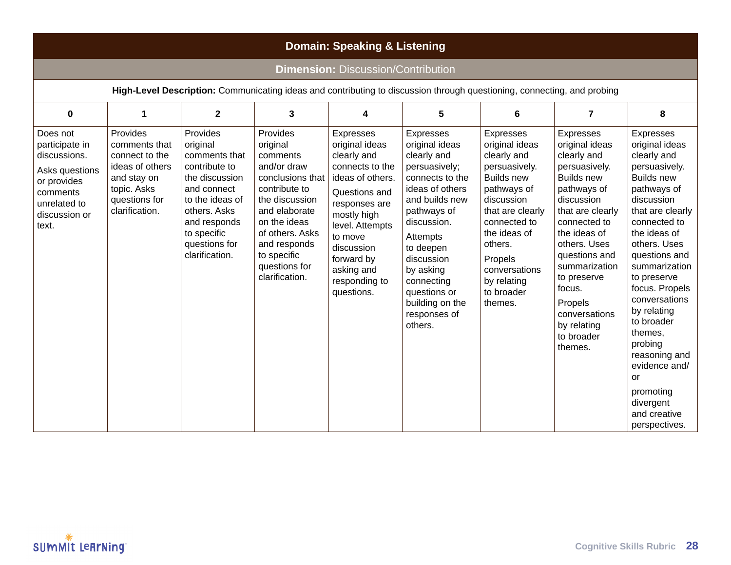## Domain: Speaking & Listening

### Dimension: Discussion/Contribution

**High-Level Description:** Communicating ideas and contributing to discussion through questioning, connecting, and probing

| 0 | 1 | 2 | 3 | 4 | 5 | 6 | 7 | 8 |
|---|---|---|---|---|---|---|---|---|
| Does not participate in discussions. Asks questions or provides comments unrelated to discussion or text. | Provides comments that connect to the ideas of others and stay on topic. Asks questions for clarification. | Provides original comments that contribute to the discussion and connect to the ideas of others. Asks and responds to specific questions for clarification. | Provides original comments and/or draw conclusions that contribute to the discussion and elaborate on the ideas of others. Asks and responds to specific questions for clarification. | Expresses original ideas clearly and connects to the ideas of others. Questions and responses are mostly high level. Attempts to move discussion forward by asking and responding to questions. | Expresses original ideas clearly and persuasively; connects to the ideas of others and builds new pathways of discussion. Attempts to deepen discussion by asking connecting questions or building on the responses of others. | Expresses original ideas clearly and persuasively. Builds new pathways of discussion that are clearly connected to the ideas of others. Propels conversations by relating to broader themes. | Expresses original ideas clearly and persuasively. Builds new pathways of discussion that are clearly connected to the ideas of others. Uses questions and summarization to preserve focus. Propels conversations by relating to broader themes. | Expresses original ideas clearly and persuasively. Builds new pathways of discussion that are clearly connected to the ideas of others. Uses questions and summarization to preserve focus. Propels conversations by relating to broader themes, probing reasoning and evidence and/or promoting divergent and creative perspectives. |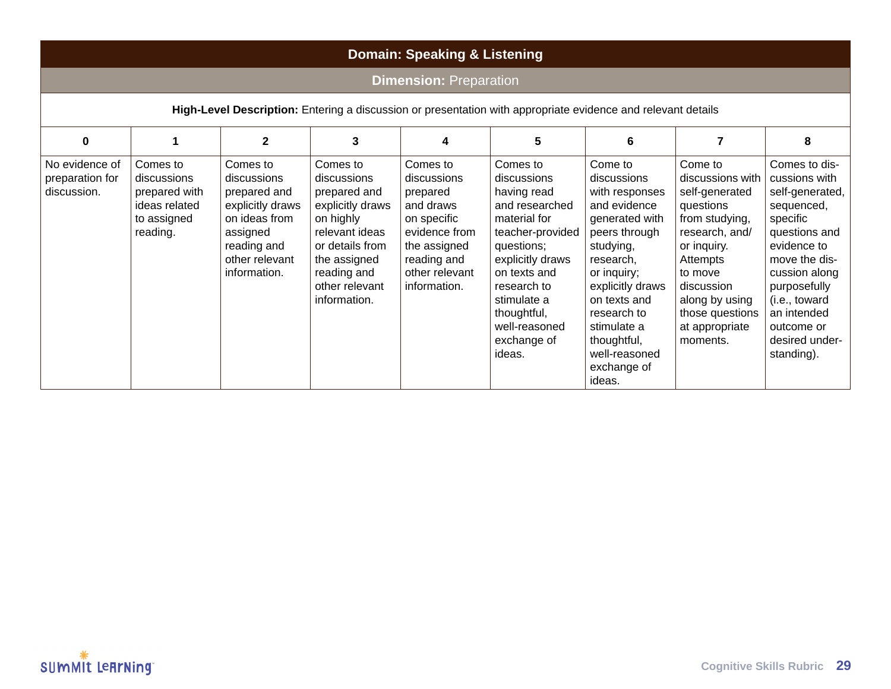## Domain: Speaking & Listening

### Dimension: Preparation

**High-Level Description:** Entering a discussion or presentation with appropriate evidence and relevant details

| 0 | 1 | 2 | 3 | 4 | 5 | 6 | 7 | 8 |
|---|---|---|---|---|---|---|---|---|
| No evidence of preparation for discussion. | Comes to discussions prepared with ideas related to assigned reading. | Comes to discussions prepared and explicitly draws on ideas from assigned reading and other relevant information. | Comes to discussions prepared and explicitly draws on highly relevant ideas or details from the assigned reading and other relevant information. | Comes to discussions prepared and draws on specific evidence from the assigned reading and other relevant information. | Comes to discussions having read and researched material for teacher-provided questions; explicitly draws on texts and research to stimulate a thoughtful, well-reasoned exchange of ideas. | Come to discussions with responses and evidence generated with peers through studying, research, or inquiry; explicitly draws on texts and research to stimulate a thoughtful, well-reasoned exchange of ideas. | Come to discussions with self-generated questions from studying, research, and/or inquiry. Attempts to move discussion along by using those questions at appropriate moments. | Comes to discussions with self-generated, sequenced, specific questions and evidence to move the discussion along purposefully (i.e., toward an intended outcome or desired understanding). |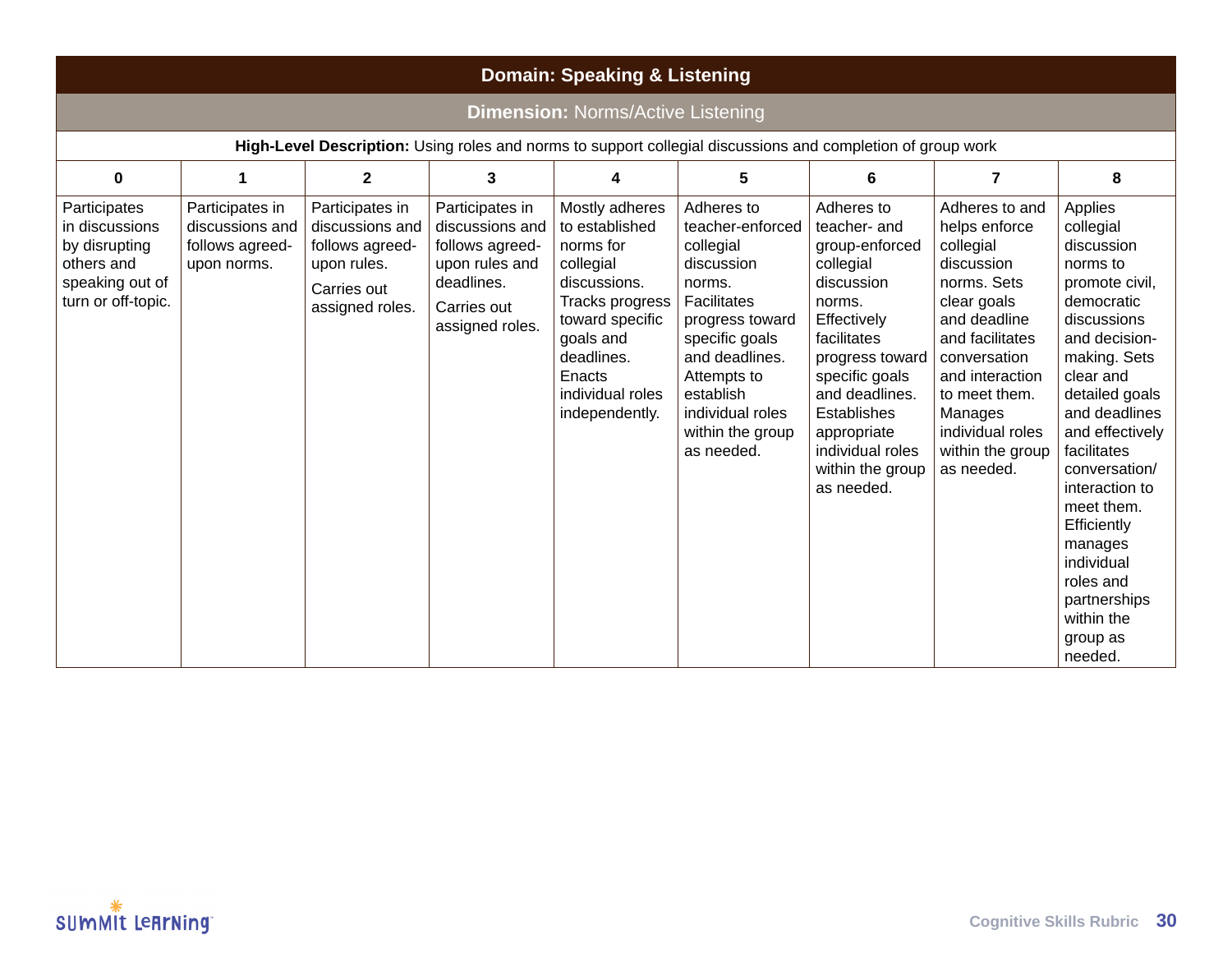## Domain: Speaking & Listening

### Dimension: Norms/Active Listening

**High-Level Description:** Using roles and norms to support collegial discussions and completion of group work

| 0 | 1 | 2 | 3 | 4 | 5 | 6 | 7 | 8 |
|---|---|---|---|---|---|---|---|---|
| Participates in discussions by disrupting others and speaking out of turn or off-topic. | Participates in discussions and follows agreed-upon norms. | Participates in discussions and follows agreed-upon rules. Carries out assigned roles. | Participates in discussions and follows agreed-upon rules and deadlines. Carries out assigned roles. | Mostly adheres to established norms for collegial discussions. Tracks progress toward specific goals and deadlines. Enacts individual roles independently. | Adheres to teacher-enforced collegial discussion norms. Facilitates progress toward specific goals and deadlines. Attempts to establish individual roles within the group as needed. | Adheres to teacher- and group-enforced collegial discussion norms. Effectively facilitates progress toward specific goals and deadlines. Establishes appropriate individual roles within the group as needed. | Adheres to and helps enforce collegial discussion norms. Sets clear goals and deadline and facilitates conversation and interaction to meet them. Manages individual roles within the group as needed. | Applies collegial discussion norms to promote civil, democratic discussions and decision-making. Sets clear and detailed goals and deadlines and effectively facilitates conversation/ interaction to meet them. Efficiently manages individual roles and partnerships within the group as needed. |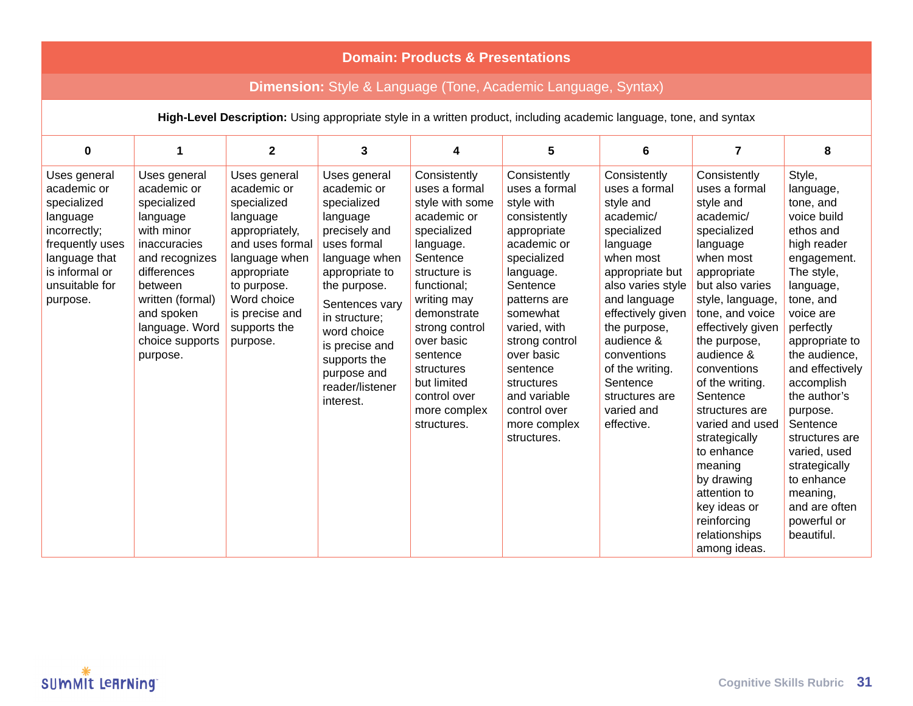## Domain: Products & Presentations

### **Dimension:** Style & Language (Tone, Academic Language, Syntax)

**High-Level Description:** Using appropriate style in a written product, including academic language, tone, and syntax

| 0 | 1 | 2 | 3 | 4 | 5 | 6 | 7 | 8 |
|---|---|---|---|---|---|---|---|---|
| Uses general academic or specialized language incorrectly; frequently uses language that is informal or unsuitable for purpose. | Uses general academic or specialized language with minor inaccuracies and recognizes differences between written (formal) and spoken language. Word choice supports purpose. | Uses general academic or specialized language appropriately, and uses formal language when appropriate to purpose. Word choice is precise and supports the purpose. | Uses general academic or specialized language precisely and uses formal language when appropriate to the purpose. Sentences vary in structure; word choice is precise and supports the purpose and reader/listener interest. | Consistently uses a formal style with some academic or specialized language. Sentence structure is functional; writing may demonstrate strong control over basic sentence structures but limited control over more complex structures. | Consistently uses a formal style with consistently appropriate academic or specialized language. Sentence patterns are somewhat varied, with strong control over basic sentence structures and variable control over more complex structures. | Consistently uses a formal style and academic/ specialized language when most appropriate but also varies style and language effectively given the purpose, audience & conventions of the writing. Sentence structures are varied and effective. | Consistently uses a formal style and academic/ specialized language when most appropriate but also varies style, language, tone, and voice effectively given the purpose, audience & conventions of the writing. Sentence structures are varied and used strategically to enhance meaning by drawing attention to key ideas or reinforcing relationships among ideas. | Style, language, tone, and voice build ethos and high reader engagement. The style, language, tone, and voice are perfectly appropriate to the audience, and effectively accomplish the author's purpose. Sentence structures are varied, used strategically to enhance meaning, and are often powerful or beautiful. |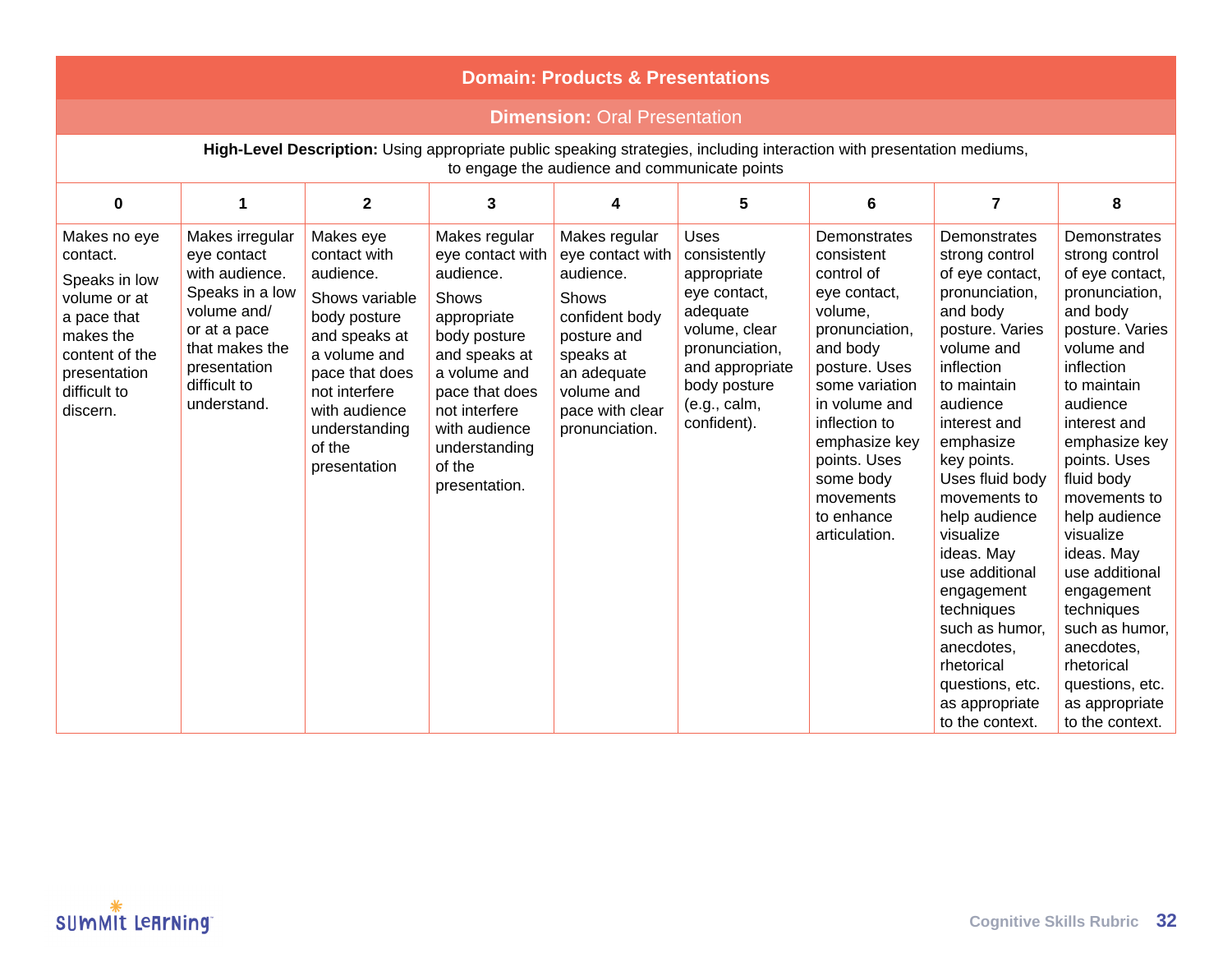## Domain: Products & Presentations

### Dimension: Oral Presentation

**High-Level Description:** Using appropriate public speaking strategies, including interaction with presentation mediums, to engage the audience and communicate points

| 0 | 1 | 2 | 3 | 4 | 5 | 6 | 7 | 8 |
|---|---|---|---|---|---|---|---|---|
| Makes no eye contact. Speaks in low volume or at a pace that makes the content of the presentation difficult to discern. | Makes irregular eye contact with audience. Speaks in a low volume and/ or at a pace that makes the presentation difficult to understand. | Makes eye contact with audience. Shows variable body posture and speaks at a volume and pace that does not interfere with audience understanding of the presentation | Makes regular eye contact with audience. Shows appropriate body posture and speaks at a volume and pace that does not interfere with audience understanding of the presentation. | Makes regular eye contact with audience. Shows confident body posture and speaks at an adequate volume and pace with clear pronunciation. | Uses consistently appropriate eye contact, adequate volume, clear pronunciation, and appropriate body posture (e.g., calm, confident). | Demonstrates consistent control of eye contact, volume, pronunciation, and body posture. Uses some variation in volume and inflection to emphasize key points. Uses some body movements to enhance articulation. | Demonstrates strong control of eye contact, pronunciation, and body posture. Varies volume and inflection to maintain audience interest and emphasize key points. Uses fluid body movements to help audience visualize ideas. May use additional engagement techniques such as humor, anecdotes, rhetorical questions, etc. as appropriate to the context. | Demonstrates strong control of eye contact, pronunciation, and body posture. Varies volume and inflection to maintain audience interest and emphasize key points. Uses fluid body movements to help audience visualize ideas. May use additional engagement techniques such as humor, anecdotes, rhetorical questions, etc. as appropriate to the context. |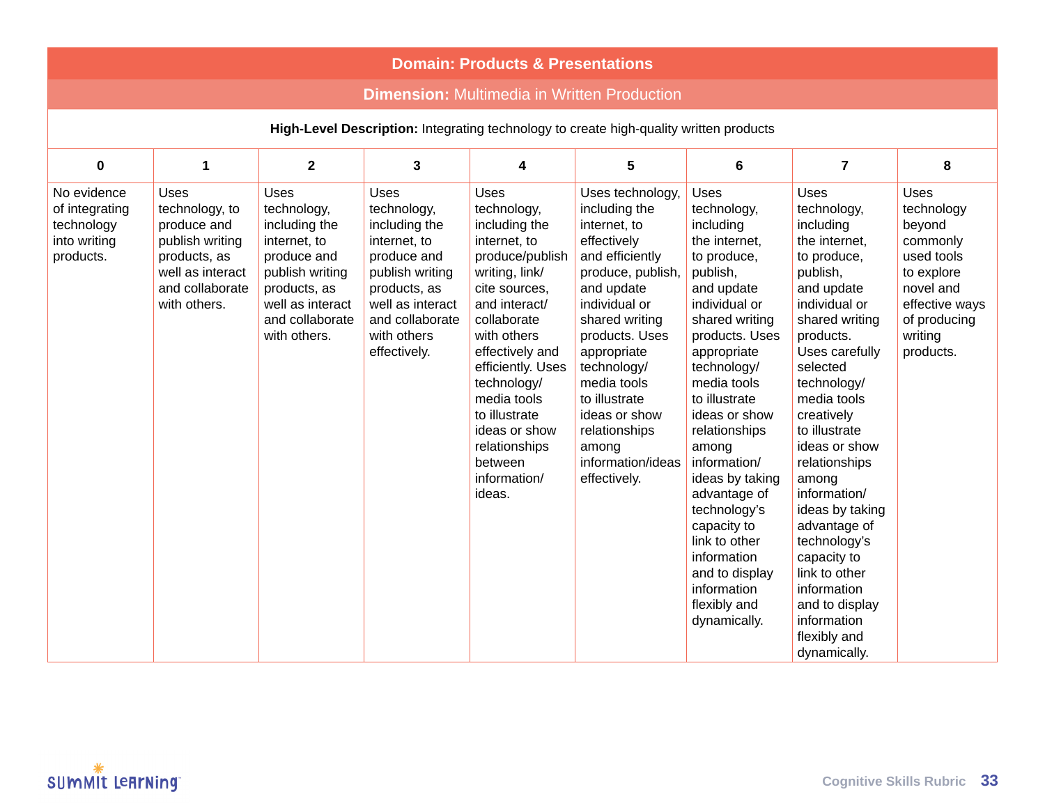## Domain: Products & Presentations

### Dimension: Multimedia in Written Production

**High-Level Description:** Integrating technology to create high-quality written products

| 0 | 1 | 2 | 3 | 4 | 5 | 6 | 7 | 8 |
|---|---|---|---|---|---|---|---|---|
| No evidence of integrating technology into writing products. | Uses technology, to produce and publish writing products, as well as interact and collaborate with others. | Uses technology, including the internet, to produce and publish writing products, as well as interact and collaborate with others. | Uses technology, including the internet, to produce and publish writing products, as well as interact and collaborate with others effectively. | Uses technology, including the internet, to produce/publish writing, link/cite sources, and interact/collaborate with others effectively and efficiently. Uses technology/media tools to illustrate ideas or show relationships between information/ideas. | Uses technology, including the internet, to effectively and efficiently produce, publish, and update individual or shared writing products. Uses appropriate technology/media tools to illustrate ideas or show relationships among information/ideas effectively. | Uses technology, including the internet, to produce, publish, and update individual or shared writing products. Uses appropriate technology/media tools to illustrate ideas or show relationships among information/ideas by taking advantage of technology's capacity to link to other information and to display information flexibly and dynamically. | Uses technology, including the internet, to produce, publish, and update individual or shared writing products. Uses carefully selected technology/media tools creatively to illustrate ideas or show relationships among information/ideas by taking advantage of technology's capacity to link to other information and to display information flexibly and dynamically. | Uses technology beyond commonly used tools to explore novel and effective ways of producing writing products. |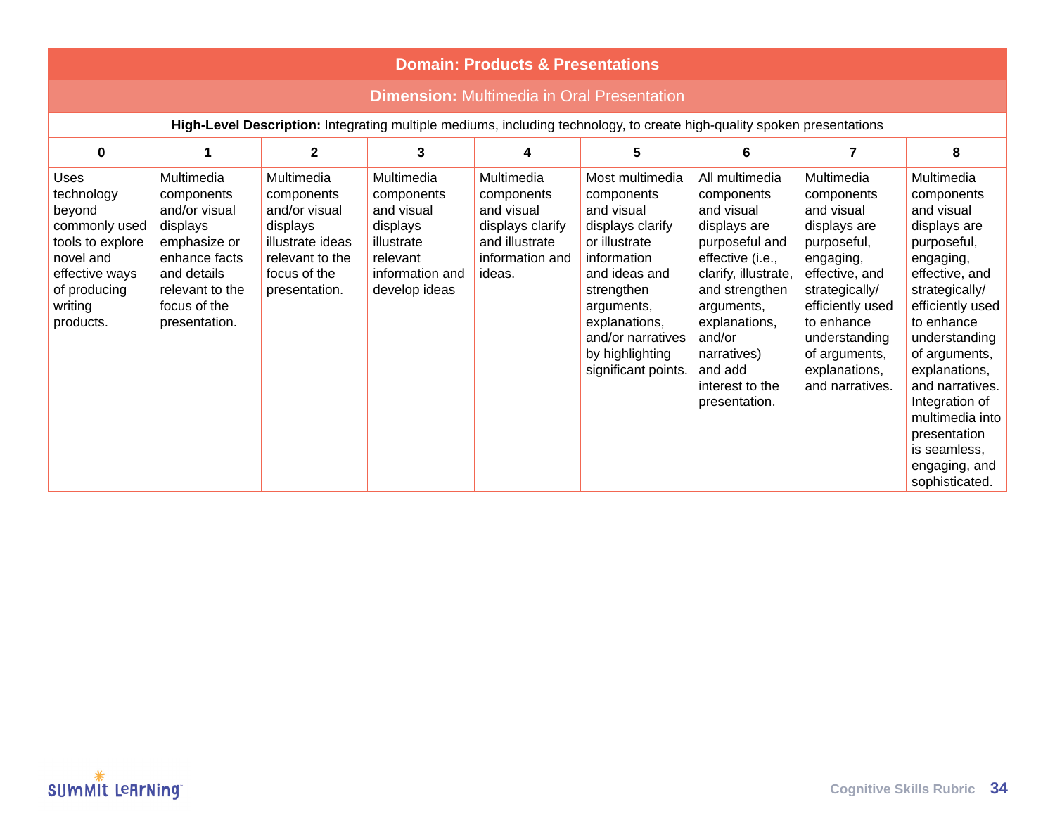| **Domain: Products & Presentations** | | | | | | | | |
|---|---|---|---|---|---|---|---|---|
| **Dimension:** Multimedia in Oral Presentation | | | | | | | | |
| **High-Level Description:** Integrating multiple mediums, including technology, to create high-quality spoken presentations | | | | | | | | |
| **0** | **1** | **2** | **3** | **4** | **5** | **6** | **7** | **8** |
| Uses technology beyond commonly used tools to explore novel and effective ways of producing writing products. | Multimedia components and/or visual displays emphasize or enhance facts and details relevant to the focus of the presentation. | Multimedia components and/or visual displays illustrate ideas relevant to the focus of the presentation. | Multimedia components and visual displays illustrate relevant information and develop ideas | Multimedia components and visual displays clarify and illustrate information and ideas. | Most multimedia components and visual displays clarify or illustrate information and ideas and strengthen arguments, explanations, and/or narratives by highlighting significant points. | All multimedia components and visual displays are purposeful and effective (i.e., clarify, illustrate, and strengthen arguments, explanations, and/or narratives) and add interest to the presentation. | Multimedia components and visual displays are purposeful, engaging, effective, and strategically/ efficiently used to enhance understanding of arguments, explanations, and narratives. | Multimedia components and visual displays are purposeful, engaging, effective, and strategically/ efficiently used to enhance understanding of arguments, explanations, and narratives. Integration of multimedia into presentation is seamless, engaging, and sophisticated. |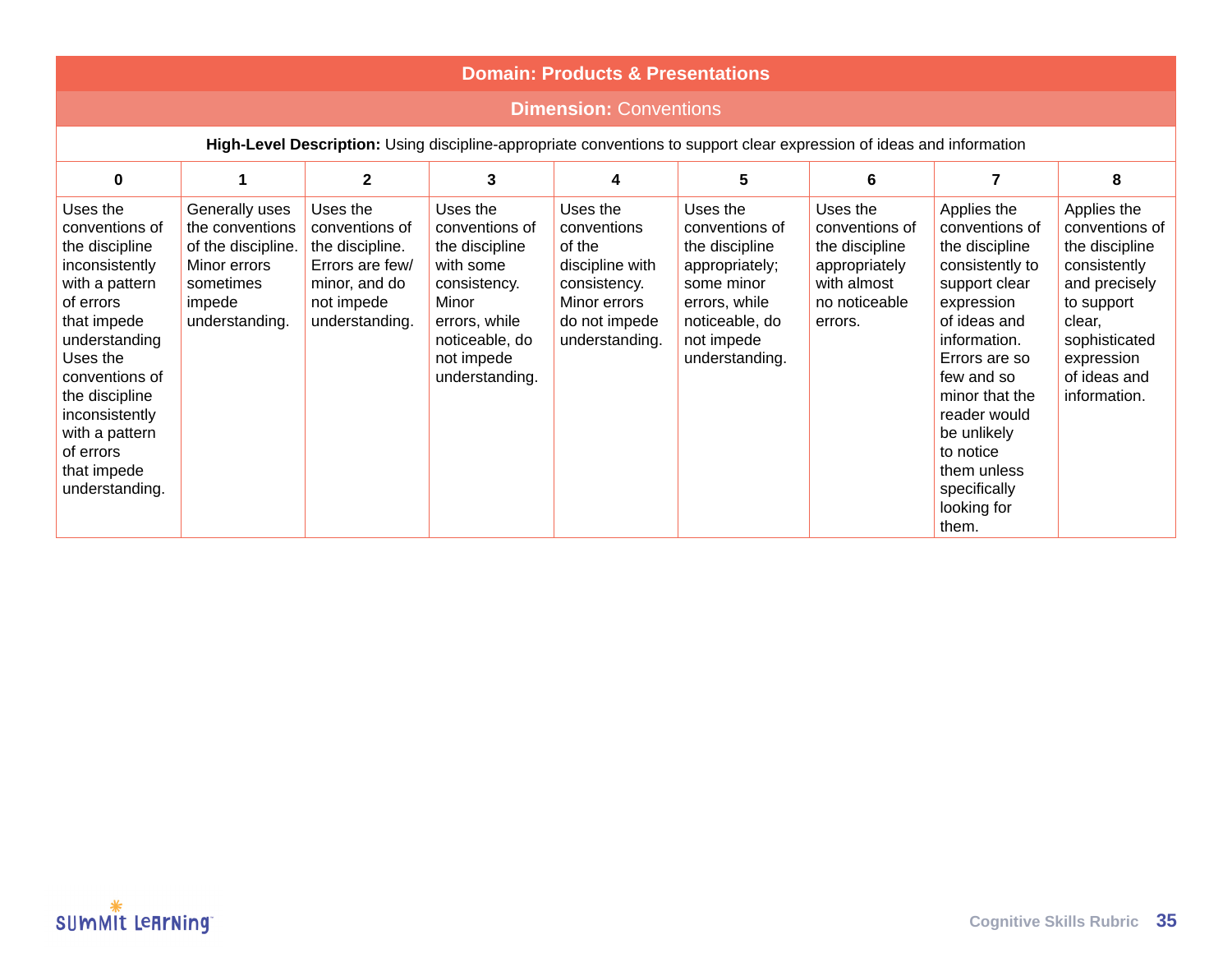| Domain: Products & Presentations | | | | | | | | |
|---|---|---|---|---|---|---|---|---|
| **Dimension:** Conventions | | | | | | | | |
| **High-Level Description:** Using discipline-appropriate conventions to support clear expression of ideas and information | | | | | | | | |
| **0** | **1** | **2** | **3** | **4** | **5** | **6** | **7** | **8** |
| Uses the conventions of the discipline inconsistently with a pattern of errors that impede understanding Uses the conventions of the discipline inconsistently with a pattern of errors that impede understanding. | Generally uses the conventions of the discipline. Minor errors sometimes impede understanding. | Uses the conventions of the discipline. Errors are few/ minor, and do not impede understanding. | Uses the conventions of the discipline with some consistency. Minor errors, while noticeable, do not impede understanding. | Uses the conventions of the discipline with consistency. Minor errors do not impede understanding. | Uses the conventions of the discipline appropriately; some minor errors, while noticeable, do not impede understanding. | Uses the conventions of the discipline appropriately with almost no noticeable errors. | Applies the conventions of the discipline consistently to support clear expression of ideas and information. Errors are so few and so minor that the reader would be unlikely to notice them unless specifically looking for them. | Applies the conventions of the discipline consistently and precisely to support clear, sophisticated expression of ideas and information. |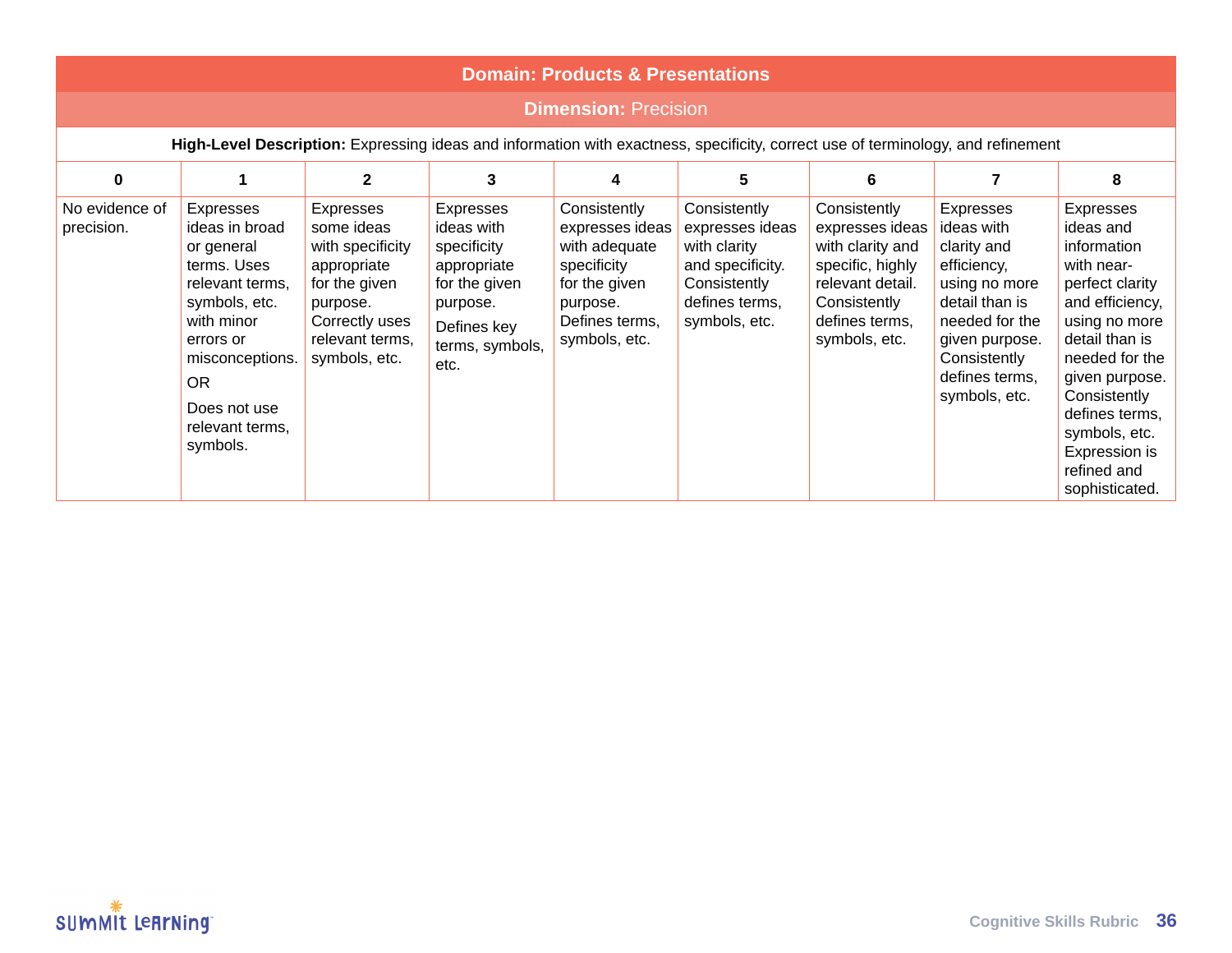## Domain: Products & Presentations

### Dimension: Precision

**High-Level Description:** Expressing ideas and information with exactness, specificity, correct use of terminology, and refinement

| 0 | 1 | 2 | 3 | 4 | 5 | 6 | 7 | 8 |
|---|---|---|---|---|---|---|---|---|
| No evidence of precision. | Expresses ideas in broad or general terms. Uses relevant terms, symbols, etc. with minor errors or misconceptions.<br>OR<br>Does not use relevant terms, symbols. | Expresses some ideas with specificity appropriate for the given purpose. Correctly uses relevant terms, symbols, etc. | Expresses ideas with specificity appropriate for the given purpose.<br>Defines key terms, symbols, etc. | Consistently expresses ideas with adequate specificity for the given purpose. Defines terms, symbols, etc. | Consistently expresses ideas with clarity and specificity. Consistently defines terms, symbols, etc. | Consistently expresses ideas with clarity and specific, highly relevant detail. Consistently defines terms, symbols, etc. | Expresses ideas with clarity and efficiency, using no more detail than is needed for the given purpose. Consistently defines terms, symbols, etc. | Expresses ideas and information with near-perfect clarity and efficiency, using no more detail than is needed for the given purpose. Consistently defines terms, symbols, etc. Expression is refined and sophisticated. |